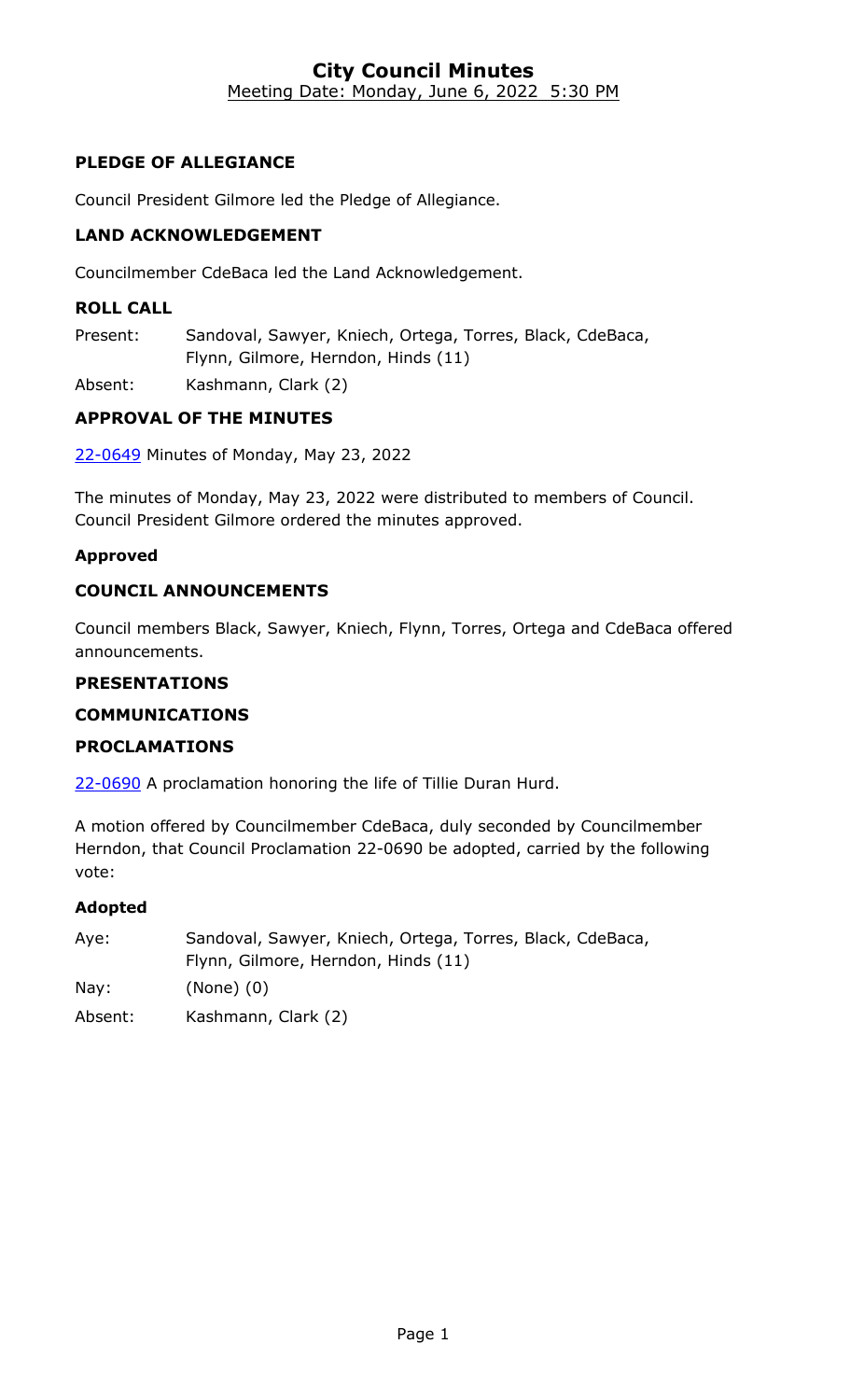# City Council Minutes

Meeting Date: Monday, June 6, 2022 5:30 PM

### PLEDGE OF ALLEGIANCE

Council President Gilmore led the Pledge of Allegiance.

### LAND ACKNOWLEDGEMENT

Councilmember CdeBaca led the Land Acknowledgement.

### ROLL CALL

Present: Sandoval, Sawyer, Kniech, Ortega, Torres, Black, CdeBaca, Flynn, Gilmore, Herndon, Hinds (11)

Absent: Kashmann, Clark (2)

### APPROVAL OF THE MINUTES

22-0649 Minutes of Monday, May 23, 2022

The minutes of Monday, May 23, 2022 were distributed to members of Council. Council President Gilmore ordered the minutes approved.

**Approved**

### COUNCIL ANNOUNCEMENTS

Council members Black, Sawyer, Kniech, Flynn, Torres, Ortega and CdeBaca offered announcements.

### PRESENTATIONS

### COMMUNICATIONS

### PROCLAMATIONS

22-0690 A proclamation honoring the life of Tillie Duran Hurd.

A motion offered by Councilmember CdeBaca, duly seconded by Councilmember Herndon, that Council Proclamation 22-0690 be adopted, carried by the following vote:

**Adopted**

Aye: Sandoval, Sawyer, Kniech, Ortega, Torres, Black, CdeBaca, Flynn, Gilmore, Herndon, Hinds (11)

Nay: (None) (0)

Absent: Kashmann, Clark (2)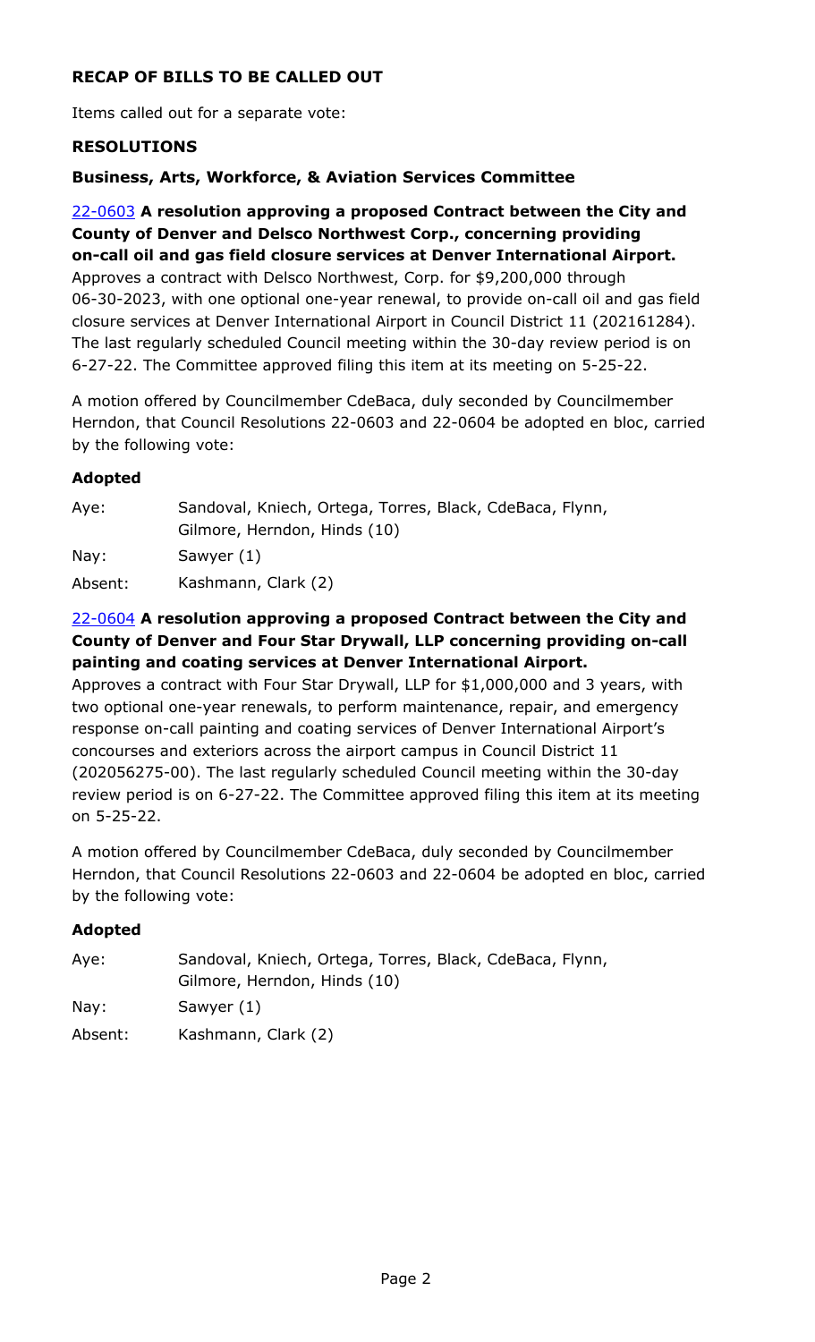### RECAP OF BILLS TO BE CALLED OUT

Items called out for a separate vote:

### RESOLUTIONS

### Business, Arts, Workforce, & Aviation Services Committee

22-0603 **A resolution approving a proposed Contract between the City and County of Denver and Delsco Northwest Corp., concerning providing on-call oil and gas field closure services at Denver International Airport.**

Approves a contract with Delsco Northwest, Corp. for $9,200,000 through 06-30-2023, with one optional one-year renewal, to provide on-call oil and gas field closure services at Denver International Airport in Council District 11 (202161284). The last regularly scheduled Council meeting within the 30-day review period is on 6-27-22. The Committee approved filing this item at its meeting on 5-25-22.

A motion offered by Councilmember CdeBaca, duly seconded by Councilmember Herndon, that Council Resolutions 22-0603 and 22-0604 be adopted en bloc, carried by the following vote:

**Adopted**

| | |
|---|---|
| Aye: | Sandoval, Kniech, Ortega, Torres, Black, CdeBaca, Flynn, Gilmore, Herndon, Hinds (10) |
| Nay: | Sawyer (1) |
| Absent: | Kashmann, Clark (2) |

22-0604 **A resolution approving a proposed Contract between the City and County of Denver and Four Star Drywall, LLP concerning providing on-call painting and coating services at Denver International Airport.**

Approves a contract with Four Star Drywall, LLP for $1,000,000 and 3 years, with two optional one-year renewals, to perform maintenance, repair, and emergency response on-call painting and coating services of Denver International Airport's concourses and exteriors across the airport campus in Council District 11 (202056275-00). The last regularly scheduled Council meeting within the 30-day review period is on 6-27-22. The Committee approved filing this item at its meeting on 5-25-22.

A motion offered by Councilmember CdeBaca, duly seconded by Councilmember Herndon, that Council Resolutions 22-0603 and 22-0604 be adopted en bloc, carried by the following vote:

**Adopted**

| | |
|---|---|
| Aye: | Sandoval, Kniech, Ortega, Torres, Black, CdeBaca, Flynn, Gilmore, Herndon, Hinds (10) |
| Nay: | Sawyer (1) |
| Absent: | Kashmann, Clark (2) |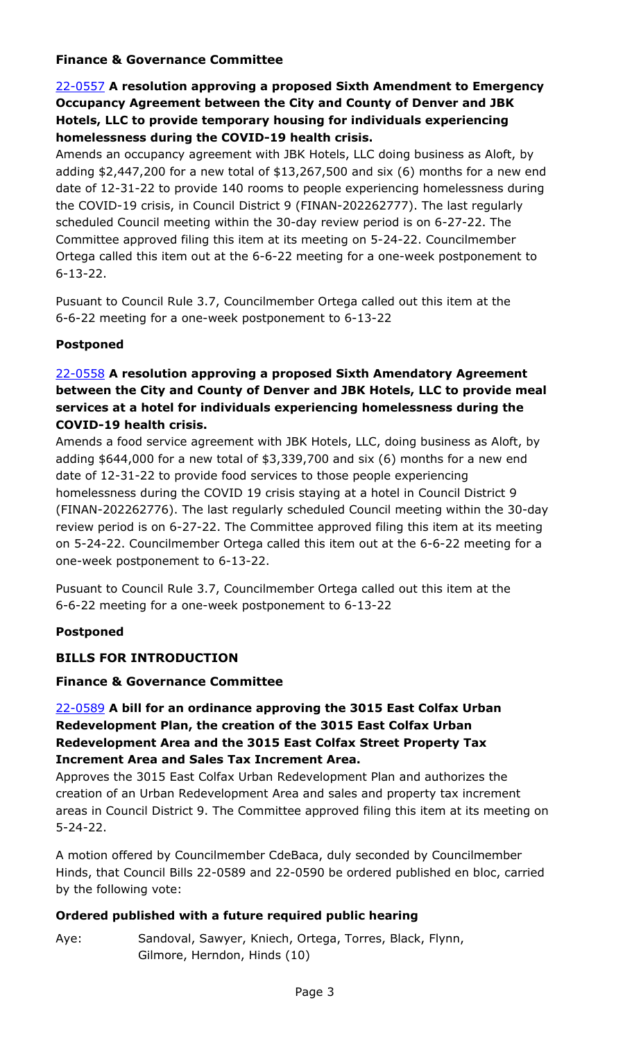### Finance & Governance Committee

**22-0557 A resolution approving a proposed Sixth Amendment to Emergency Occupancy Agreement between the City and County of Denver and JBK Hotels, LLC to provide temporary housing for individuals experiencing homelessness during the COVID-19 health crisis.**

Amends an occupancy agreement with JBK Hotels, LLC doing business as Aloft, by adding $2,447,200 for a new total of $13,267,500 and six (6) months for a new end date of 12-31-22 to provide 140 rooms to people experiencing homelessness during the COVID-19 crisis, in Council District 9 (FINAN-202262777). The last regularly scheduled Council meeting within the 30-day review period is on 6-27-22. The Committee approved filing this item at its meeting on 5-24-22. Councilmember Ortega called this item out at the 6-6-22 meeting for a one-week postponement to 6-13-22.

Pusuant to Council Rule 3.7, Councilmember Ortega called out this item at the 6-6-22 meeting for a one-week postponement to 6-13-22

**Postponed**

**22-0558 A resolution approving a proposed Sixth Amendatory Agreement between the City and County of Denver and JBK Hotels, LLC to provide meal services at a hotel for individuals experiencing homelessness during the COVID-19 health crisis.**

Amends a food service agreement with JBK Hotels, LLC, doing business as Aloft, by adding $644,000 for a new total of $3,339,700 and six (6) months for a new end date of 12-31-22 to provide food services to those people experiencing homelessness during the COVID 19 crisis staying at a hotel in Council District 9 (FINAN-202262776). The last regularly scheduled Council meeting within the 30-day review period is on 6-27-22. The Committee approved filing this item at its meeting on 5-24-22. Councilmember Ortega called this item out at the 6-6-22 meeting for a one-week postponement to 6-13-22.

Pusuant to Council Rule 3.7, Councilmember Ortega called out this item at the 6-6-22 meeting for a one-week postponement to 6-13-22

**Postponed**

## BILLS FOR INTRODUCTION

### Finance & Governance Committee

**22-0589 A bill for an ordinance approving the 3015 East Colfax Urban Redevelopment Plan, the creation of the 3015 East Colfax Urban Redevelopment Area and the 3015 East Colfax Street Property Tax Increment Area and Sales Tax Increment Area.**

Approves the 3015 East Colfax Urban Redevelopment Plan and authorizes the creation of an Urban Redevelopment Area and sales and property tax increment areas in Council District 9. The Committee approved filing this item at its meeting on 5-24-22.

A motion offered by Councilmember CdeBaca, duly seconded by Councilmember Hinds, that Council Bills 22-0589 and 22-0590 be ordered published en bloc, carried by the following vote:

**Ordered published with a future required public hearing**

Aye: Sandoval, Sawyer, Kniech, Ortega, Torres, Black, Flynn, Gilmore, Herndon, Hinds (10)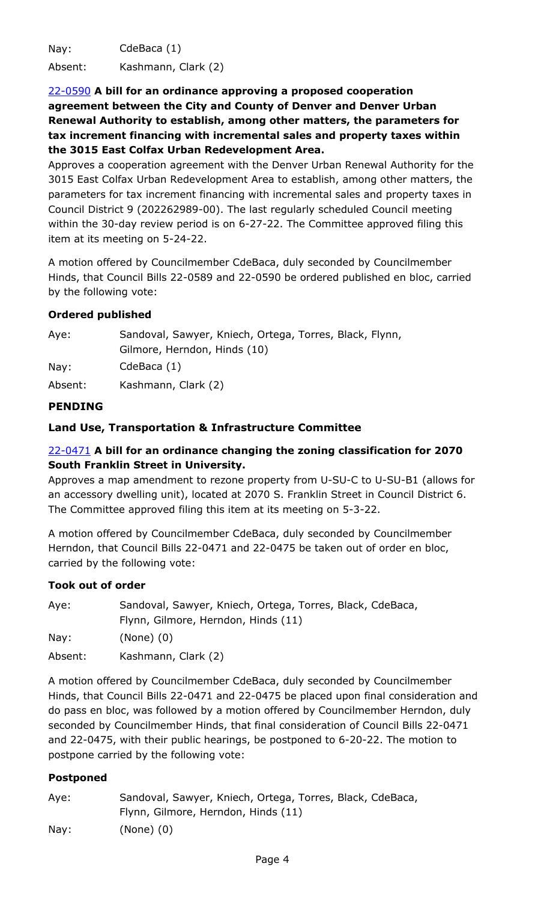Nay: CdeBaca (1)

Absent: Kashmann, Clark (2)

[22-0590](#) **A bill for an ordinance approving a proposed cooperation agreement between the City and County of Denver and Denver Urban Renewal Authority to establish, among other matters, the parameters for tax increment financing with incremental sales and property taxes within the 3015 East Colfax Urban Redevelopment Area.**

Approves a cooperation agreement with the Denver Urban Renewal Authority for the 3015 East Colfax Urban Redevelopment Area to establish, among other matters, the parameters for tax increment financing with incremental sales and property taxes in Council District 9 (202262989-00). The last regularly scheduled Council meeting within the 30-day review period is on 6-27-22. The Committee approved filing this item at its meeting on 5-24-22.

A motion offered by Councilmember CdeBaca, duly seconded by Councilmember Hinds, that Council Bills 22-0589 and 22-0590 be ordered published en bloc, carried by the following vote:

**Ordered published**

| | |
|---|---|
| Aye: | Sandoval, Sawyer, Kniech, Ortega, Torres, Black, Flynn, Gilmore, Herndon, Hinds (10) |
| Nay: | CdeBaca (1) |
| Absent: | Kashmann, Clark (2) |

**PENDING**

**Land Use, Transportation & Infrastructure Committee**

[22-0471](#) **A bill for an ordinance changing the zoning classification for 2070 South Franklin Street in University.**

Approves a map amendment to rezone property from U-SU-C to U-SU-B1 (allows for an accessory dwelling unit), located at 2070 S. Franklin Street in Council District 6. The Committee approved filing this item at its meeting on 5-3-22.

A motion offered by Councilmember CdeBaca, duly seconded by Councilmember Herndon, that Council Bills 22-0471 and 22-0475 be taken out of order en bloc, carried by the following vote:

**Took out of order**

| | |
|---|---|
| Aye: | Sandoval, Sawyer, Kniech, Ortega, Torres, Black, CdeBaca, Flynn, Gilmore, Herndon, Hinds (11) |
| Nay: | (None) (0) |
| Absent: | Kashmann, Clark (2) |

A motion offered by Councilmember CdeBaca, duly seconded by Councilmember Hinds, that Council Bills 22-0471 and 22-0475 be placed upon final consideration and do pass en bloc, was followed by a motion offered by Councilmember Herndon, duly seconded by Councilmember Hinds, that final consideration of Council Bills 22-0471 and 22-0475, with their public hearings, be postponed to 6-20-22. The motion to postpone carried by the following vote:

**Postponed**

| | |
|---|---|
| Aye: | Sandoval, Sawyer, Kniech, Ortega, Torres, Black, CdeBaca, Flynn, Gilmore, Herndon, Hinds (11) |
| Nay: | (None) (0) |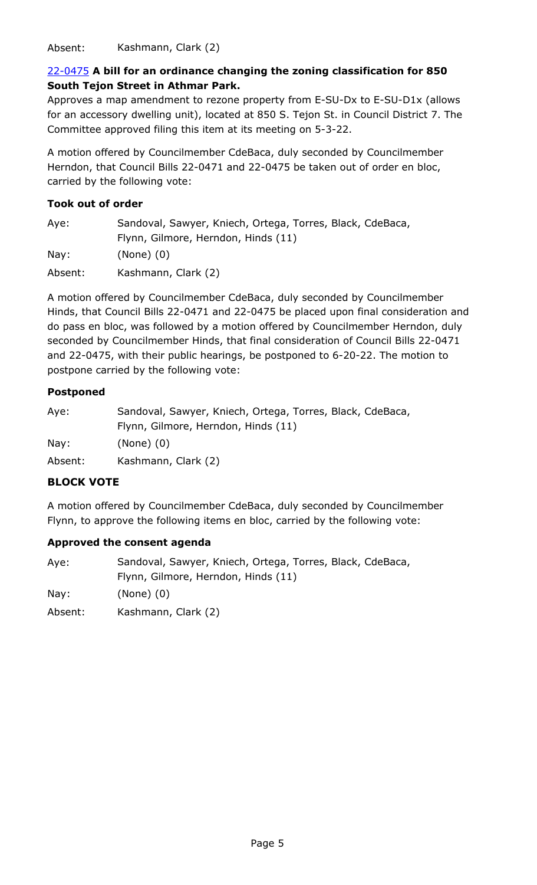Absent: Kashmann, Clark (2)

[22-0475](#) **A bill for an ordinance changing the zoning classification for 850 South Tejon Street in Athmar Park.**

Approves a map amendment to rezone property from E-SU-Dx to E-SU-D1x (allows for an accessory dwelling unit), located at 850 S. Tejon St. in Council District 7. The Committee approved filing this item at its meeting on 5-3-22.

A motion offered by Councilmember CdeBaca, duly seconded by Councilmember Herndon, that Council Bills 22-0471 and 22-0475 be taken out of order en bloc, carried by the following vote:

**Took out of order**

| | |
|---|---|
| Aye: | Sandoval, Sawyer, Kniech, Ortega, Torres, Black, CdeBaca, Flynn, Gilmore, Herndon, Hinds (11) |
| Nay: | (None) (0) |
| Absent: | Kashmann, Clark (2) |

A motion offered by Councilmember CdeBaca, duly seconded by Councilmember Hinds, that Council Bills 22-0471 and 22-0475 be placed upon final consideration and do pass en bloc, was followed by a motion offered by Councilmember Herndon, duly seconded by Councilmember Hinds, that final consideration of Council Bills 22-0471 and 22-0475, with their public hearings, be postponed to 6-20-22. The motion to postpone carried by the following vote:

**Postponed**

| | |
|---|---|
| Aye: | Sandoval, Sawyer, Kniech, Ortega, Torres, Black, CdeBaca, Flynn, Gilmore, Herndon, Hinds (11) |
| Nay: | (None) (0) |
| Absent: | Kashmann, Clark (2) |

### BLOCK VOTE

A motion offered by Councilmember CdeBaca, duly seconded by Councilmember Flynn, to approve the following items en bloc, carried by the following vote:

**Approved the consent agenda**

| | |
|---|---|
| Aye: | Sandoval, Sawyer, Kniech, Ortega, Torres, Black, CdeBaca, Flynn, Gilmore, Herndon, Hinds (11) |
| Nay: | (None) (0) |
| Absent: | Kashmann, Clark (2) |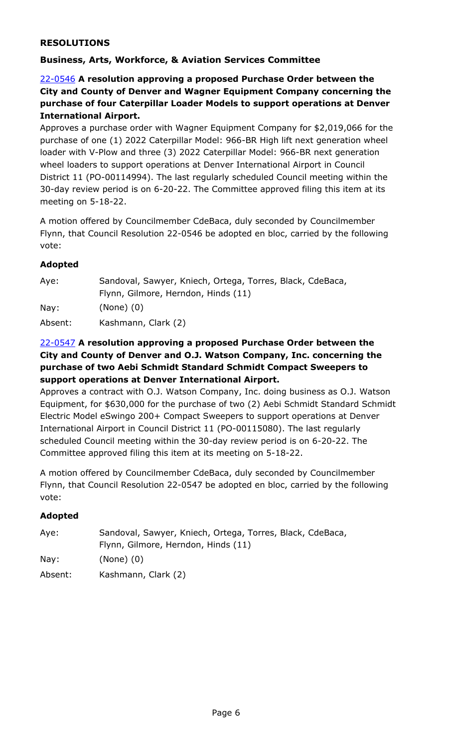## RESOLUTIONS

### Business, Arts, Workforce, & Aviation Services Committee

**22-0546 A resolution approving a proposed Purchase Order between the City and County of Denver and Wagner Equipment Company concerning the purchase of four Caterpillar Loader Models to support operations at Denver International Airport.**

Approves a purchase order with Wagner Equipment Company for $2,019,066 for the purchase of one (1) 2022 Caterpillar Model: 966-BR High lift next generation wheel loader with V-Plow and three (3) 2022 Caterpillar Model: 966-BR next generation wheel loaders to support operations at Denver International Airport in Council District 11 (PO-00114994). The last regularly scheduled Council meeting within the 30-day review period is on 6-20-22. The Committee approved filing this item at its meeting on 5-18-22.

A motion offered by Councilmember CdeBaca, duly seconded by Councilmember Flynn, that Council Resolution 22-0546 be adopted en bloc, carried by the following vote:

**Adopted**

| | |
|---|---|
| Aye: | Sandoval, Sawyer, Kniech, Ortega, Torres, Black, CdeBaca, Flynn, Gilmore, Herndon, Hinds (11) |
| Nay: | (None) (0) |
| Absent: | Kashmann, Clark (2) |

**22-0547 A resolution approving a proposed Purchase Order between the City and County of Denver and O.J. Watson Company, Inc. concerning the purchase of two Aebi Schmidt Standard Schmidt Compact Sweepers to support operations at Denver International Airport.**

Approves a contract with O.J. Watson Company, Inc. doing business as O.J. Watson Equipment, for $630,000 for the purchase of two (2) Aebi Schmidt Standard Schmidt Electric Model eSwingo 200+ Compact Sweepers to support operations at Denver International Airport in Council District 11 (PO-00115080). The last regularly scheduled Council meeting within the 30-day review period is on 6-20-22. The Committee approved filing this item at its meeting on 5-18-22.

A motion offered by Councilmember CdeBaca, duly seconded by Councilmember Flynn, that Council Resolution 22-0547 be adopted en bloc, carried by the following vote:

**Adopted**

| | |
|---|---|
| Aye: | Sandoval, Sawyer, Kniech, Ortega, Torres, Black, CdeBaca, Flynn, Gilmore, Herndon, Hinds (11) |
| Nay: | (None) (0) |
| Absent: | Kashmann, Clark (2) |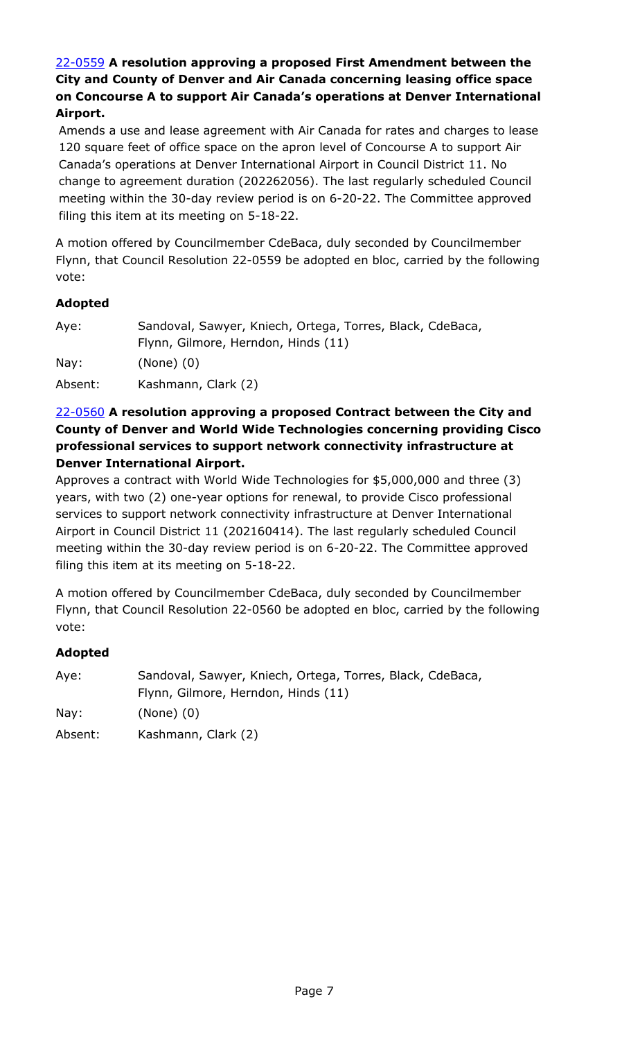**22-0559 A resolution approving a proposed First Amendment between the City and County of Denver and Air Canada concerning leasing office space on Concourse A to support Air Canada's operations at Denver International Airport.**

Amends a use and lease agreement with Air Canada for rates and charges to lease 120 square feet of office space on the apron level of Concourse A to support Air Canada's operations at Denver International Airport in Council District 11. No change to agreement duration (202262056). The last regularly scheduled Council meeting within the 30-day review period is on 6-20-22. The Committee approved filing this item at its meeting on 5-18-22.

A motion offered by Councilmember CdeBaca, duly seconded by Councilmember Flynn, that Council Resolution 22-0559 be adopted en bloc, carried by the following vote:

**Adopted**

| | |
|---|---|
| Aye: | Sandoval, Sawyer, Kniech, Ortega, Torres, Black, CdeBaca, Flynn, Gilmore, Herndon, Hinds (11) |
| Nay: | (None) (0) |
| Absent: | Kashmann, Clark (2) |

**22-0560 A resolution approving a proposed Contract between the City and County of Denver and World Wide Technologies concerning providing Cisco professional services to support network connectivity infrastructure at Denver International Airport.**

Approves a contract with World Wide Technologies for $5,000,000 and three (3) years, with two (2) one-year options for renewal, to provide Cisco professional services to support network connectivity infrastructure at Denver International Airport in Council District 11 (202160414). The last regularly scheduled Council meeting within the 30-day review period is on 6-20-22. The Committee approved filing this item at its meeting on 5-18-22.

A motion offered by Councilmember CdeBaca, duly seconded by Councilmember Flynn, that Council Resolution 22-0560 be adopted en bloc, carried by the following vote:

**Adopted**

| | |
|---|---|
| Aye: | Sandoval, Sawyer, Kniech, Ortega, Torres, Black, CdeBaca, Flynn, Gilmore, Herndon, Hinds (11) |
| Nay: | (None) (0) |
| Absent: | Kashmann, Clark (2) |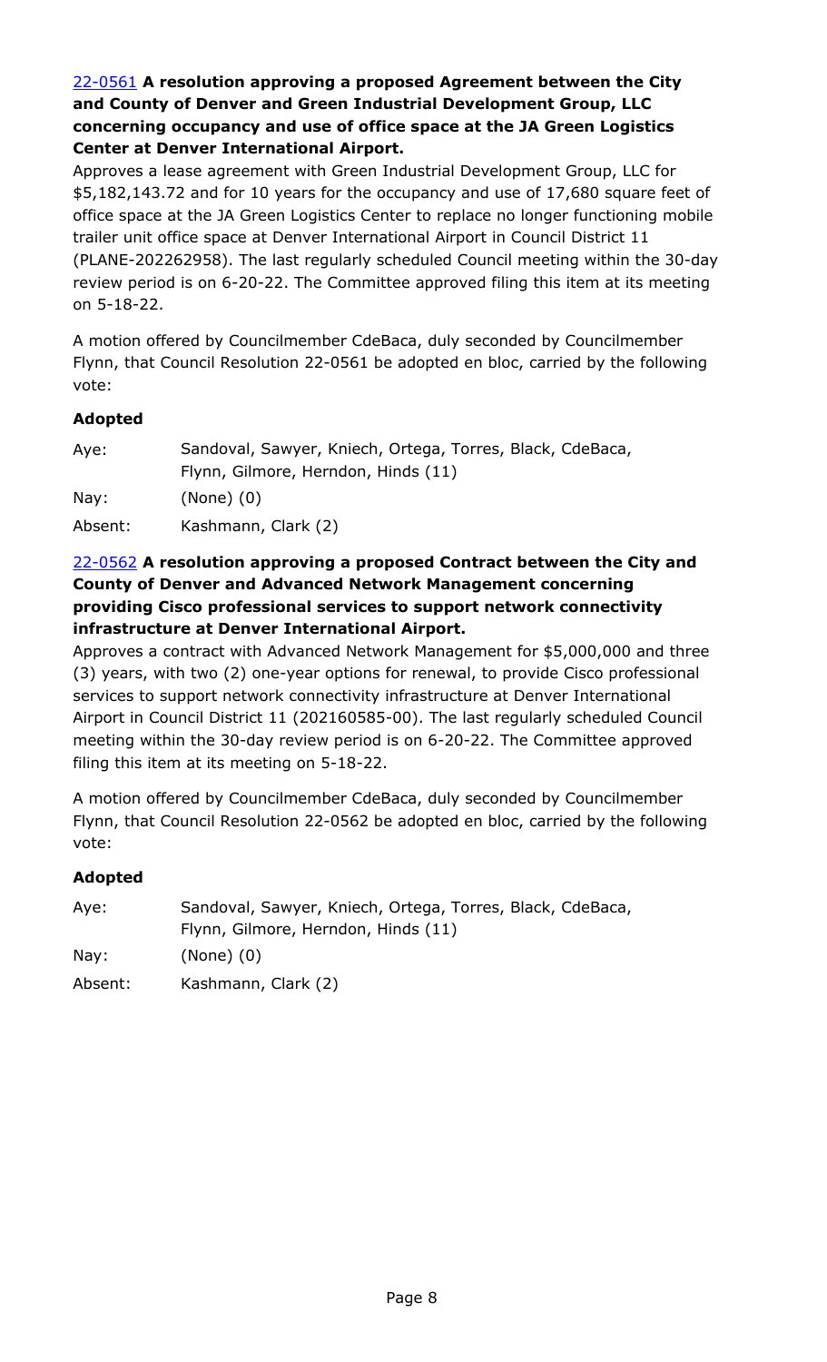**22-0561 A resolution approving a proposed Agreement between the City and County of Denver and Green Industrial Development Group, LLC concerning occupancy and use of office space at the JA Green Logistics Center at Denver International Airport.**

Approves a lease agreement with Green Industrial Development Group, LLC for $5,182,143.72 and for 10 years for the occupancy and use of 17,680 square feet of office space at the JA Green Logistics Center to replace no longer functioning mobile trailer unit office space at Denver International Airport in Council District 11 (PLANE-202262958). The last regularly scheduled Council meeting within the 30-day review period is on 6-20-22. The Committee approved filing this item at its meeting on 5-18-22.

A motion offered by Councilmember CdeBaca, duly seconded by Councilmember Flynn, that Council Resolution 22-0561 be adopted en bloc, carried by the following vote:

**Adopted**

| | |
|---|---|
| Aye: | Sandoval, Sawyer, Kniech, Ortega, Torres, Black, CdeBaca, Flynn, Gilmore, Herndon, Hinds (11) |
| Nay: | (None) (0) |
| Absent: | Kashmann, Clark (2) |

**22-0562 A resolution approving a proposed Contract between the City and County of Denver and Advanced Network Management concerning providing Cisco professional services to support network connectivity infrastructure at Denver International Airport.**

Approves a contract with Advanced Network Management for $5,000,000 and three (3) years, with two (2) one-year options for renewal, to provide Cisco professional services to support network connectivity infrastructure at Denver International Airport in Council District 11 (202160585-00). The last regularly scheduled Council meeting within the 30-day review period is on 6-20-22. The Committee approved filing this item at its meeting on 5-18-22.

A motion offered by Councilmember CdeBaca, duly seconded by Councilmember Flynn, that Council Resolution 22-0562 be adopted en bloc, carried by the following vote:

**Adopted**

| | |
|---|---|
| Aye: | Sandoval, Sawyer, Kniech, Ortega, Torres, Black, CdeBaca, Flynn, Gilmore, Herndon, Hinds (11) |
| Nay: | (None) (0) |
| Absent: | Kashmann, Clark (2) |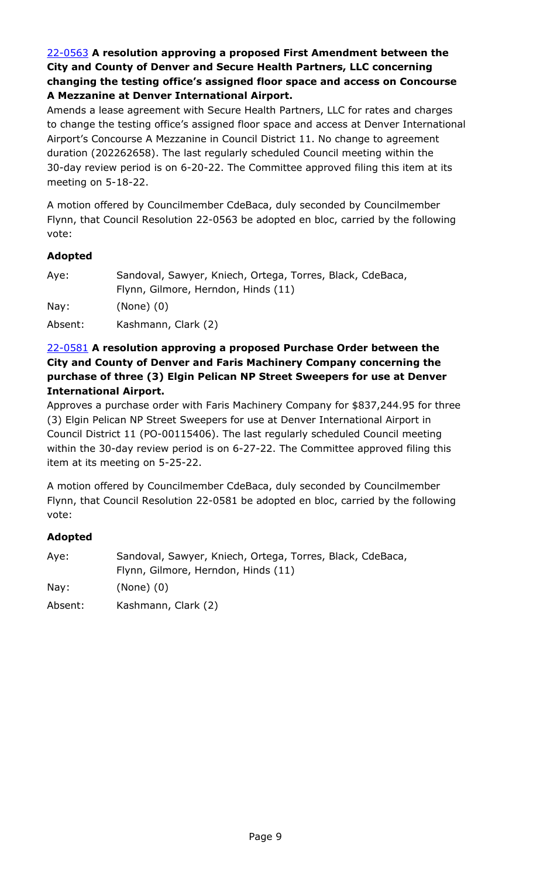**22-0563 A resolution approving a proposed First Amendment between the City and County of Denver and Secure Health Partners, LLC concerning changing the testing office's assigned floor space and access on Concourse A Mezzanine at Denver International Airport.**

Amends a lease agreement with Secure Health Partners, LLC for rates and charges to change the testing office's assigned floor space and access at Denver International Airport's Concourse A Mezzanine in Council District 11. No change to agreement duration (202262658). The last regularly scheduled Council meeting within the 30-day review period is on 6-20-22. The Committee approved filing this item at its meeting on 5-18-22.

A motion offered by Councilmember CdeBaca, duly seconded by Councilmember Flynn, that Council Resolution 22-0563 be adopted en bloc, carried by the following vote:

**Adopted**

| | |
|---|---|
| Aye: | Sandoval, Sawyer, Kniech, Ortega, Torres, Black, CdeBaca, Flynn, Gilmore, Herndon, Hinds (11) |
| Nay: | (None) (0) |
| Absent: | Kashmann, Clark (2) |

**22-0581 A resolution approving a proposed Purchase Order between the City and County of Denver and Faris Machinery Company concerning the purchase of three (3) Elgin Pelican NP Street Sweepers for use at Denver International Airport.**

Approves a purchase order with Faris Machinery Company for $837,244.95 for three (3) Elgin Pelican NP Street Sweepers for use at Denver International Airport in Council District 11 (PO-00115406). The last regularly scheduled Council meeting within the 30-day review period is on 6-27-22. The Committee approved filing this item at its meeting on 5-25-22.

A motion offered by Councilmember CdeBaca, duly seconded by Councilmember Flynn, that Council Resolution 22-0581 be adopted en bloc, carried by the following vote:

**Adopted**

| | |
|---|---|
| Aye: | Sandoval, Sawyer, Kniech, Ortega, Torres, Black, CdeBaca, Flynn, Gilmore, Herndon, Hinds (11) |
| Nay: | (None) (0) |
| Absent: | Kashmann, Clark (2) |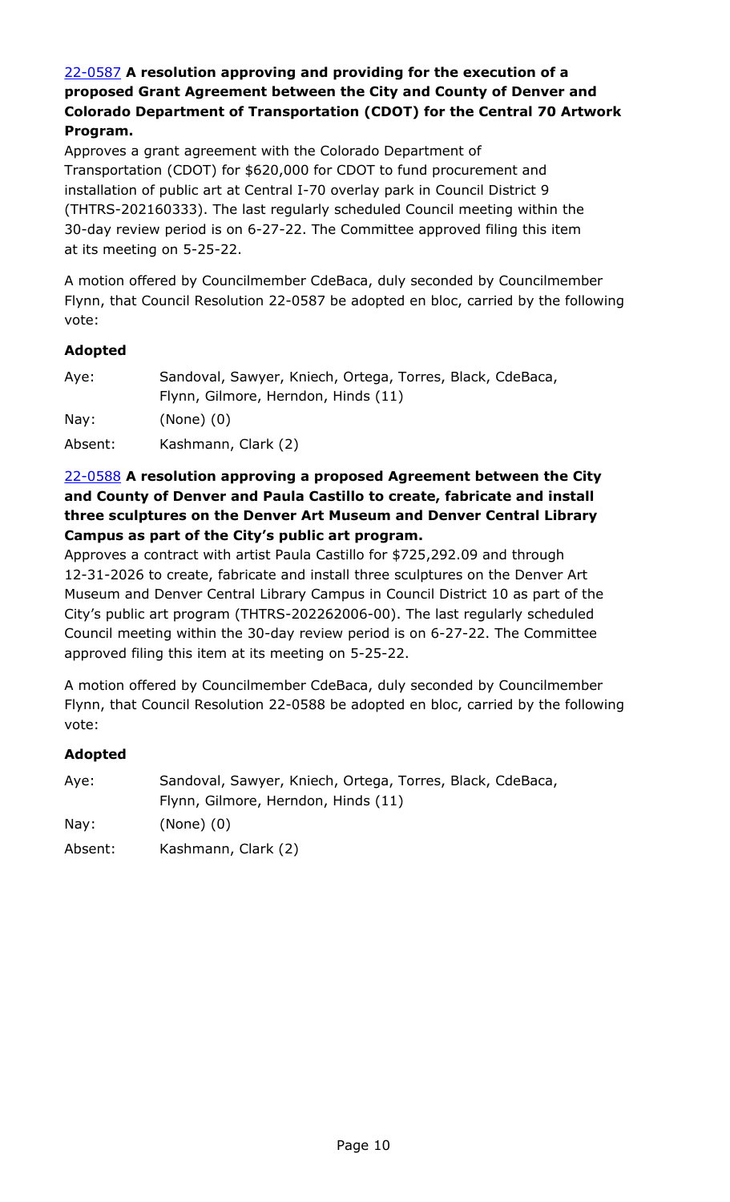**22-0587 A resolution approving and providing for the execution of a proposed Grant Agreement between the City and County of Denver and Colorado Department of Transportation (CDOT) for the Central 70 Artwork Program.**

Approves a grant agreement with the Colorado Department of Transportation (CDOT) for $620,000 for CDOT to fund procurement and installation of public art at Central I-70 overlay park in Council District 9 (THTRS-202160333). The last regularly scheduled Council meeting within the 30-day review period is on 6-27-22. The Committee approved filing this item at its meeting on 5-25-22.

A motion offered by Councilmember CdeBaca, duly seconded by Councilmember Flynn, that Council Resolution 22-0587 be adopted en bloc, carried by the following vote:

**Adopted**

| | |
|---|---|
| Aye: | Sandoval, Sawyer, Kniech, Ortega, Torres, Black, CdeBaca, Flynn, Gilmore, Herndon, Hinds (11) |
| Nay: | (None) (0) |
| Absent: | Kashmann, Clark (2) |

**22-0588 A resolution approving a proposed Agreement between the City and County of Denver and Paula Castillo to create, fabricate and install three sculptures on the Denver Art Museum and Denver Central Library Campus as part of the City's public art program.**

Approves a contract with artist Paula Castillo for $725,292.09 and through 12-31-2026 to create, fabricate and install three sculptures on the Denver Art Museum and Denver Central Library Campus in Council District 10 as part of the City's public art program (THTRS-202262006-00). The last regularly scheduled Council meeting within the 30-day review period is on 6-27-22. The Committee approved filing this item at its meeting on 5-25-22.

A motion offered by Councilmember CdeBaca, duly seconded by Councilmember Flynn, that Council Resolution 22-0588 be adopted en bloc, carried by the following vote:

**Adopted**

| | |
|---|---|
| Aye: | Sandoval, Sawyer, Kniech, Ortega, Torres, Black, CdeBaca, Flynn, Gilmore, Herndon, Hinds (11) |
| Nay: | (None) (0) |
| Absent: | Kashmann, Clark (2) |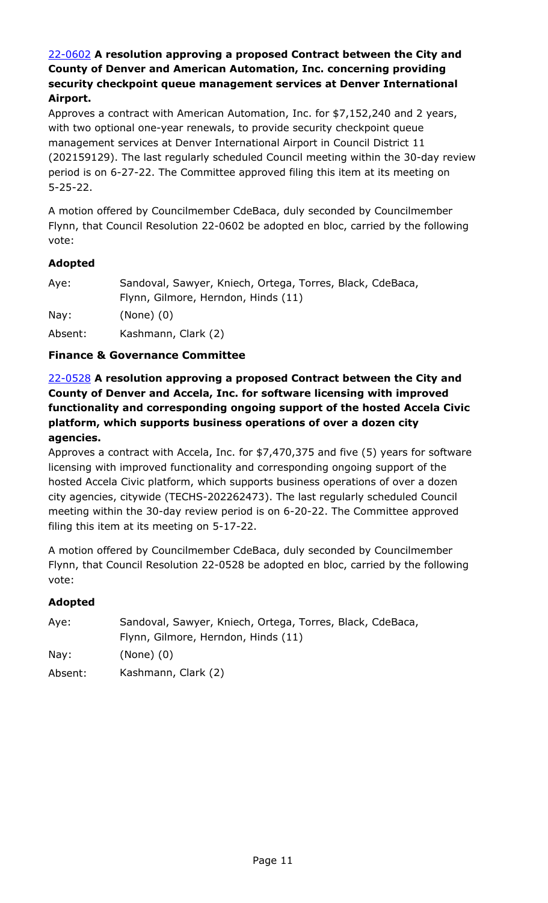22-0602 **A resolution approving a proposed Contract between the City and County of Denver and American Automation, Inc. concerning providing security checkpoint queue management services at Denver International Airport.**

Approves a contract with American Automation, Inc. for $7,152,240 and 2 years, with two optional one-year renewals, to provide security checkpoint queue management services at Denver International Airport in Council District 11 (202159129). The last regularly scheduled Council meeting within the 30-day review period is on 6-27-22. The Committee approved filing this item at its meeting on 5-25-22.

A motion offered by Councilmember CdeBaca, duly seconded by Councilmember Flynn, that Council Resolution 22-0602 be adopted en bloc, carried by the following vote:

**Adopted**

| | |
|---|---|
| Aye: | Sandoval, Sawyer, Kniech, Ortega, Torres, Black, CdeBaca, Flynn, Gilmore, Herndon, Hinds (11) |
| Nay: | (None) (0) |
| Absent: | Kashmann, Clark (2) |

**Finance & Governance Committee**

22-0528 **A resolution approving a proposed Contract between the City and County of Denver and Accela, Inc. for software licensing with improved functionality and corresponding ongoing support of the hosted Accela Civic platform, which supports business operations of over a dozen city agencies.**

Approves a contract with Accela, Inc. for $7,470,375 and five (5) years for software licensing with improved functionality and corresponding ongoing support of the hosted Accela Civic platform, which supports business operations of over a dozen city agencies, citywide (TECHS-202262473). The last regularly scheduled Council meeting within the 30-day review period is on 6-20-22. The Committee approved filing this item at its meeting on 5-17-22.

A motion offered by Councilmember CdeBaca, duly seconded by Councilmember Flynn, that Council Resolution 22-0528 be adopted en bloc, carried by the following vote:

**Adopted**

| | |
|---|---|
| Aye: | Sandoval, Sawyer, Kniech, Ortega, Torres, Black, CdeBaca, Flynn, Gilmore, Herndon, Hinds (11) |
| Nay: | (None) (0) |
| Absent: | Kashmann, Clark (2) |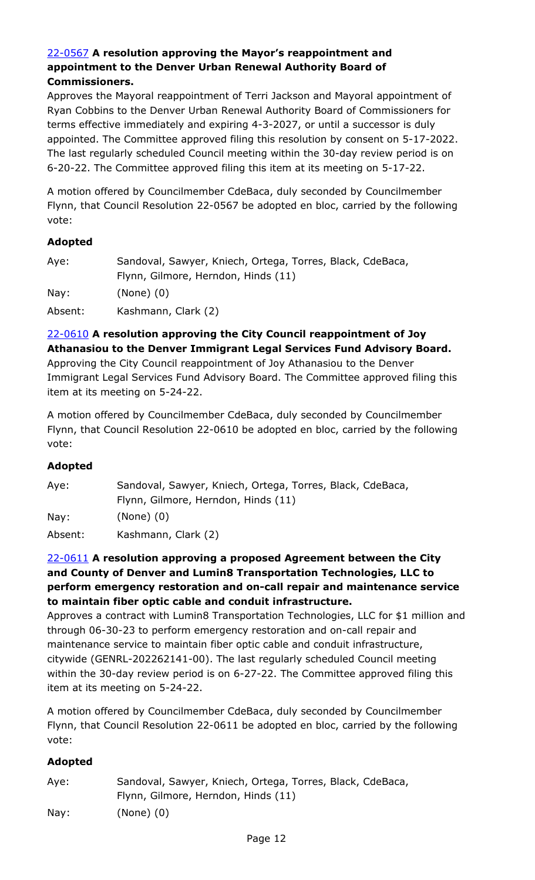[22-0567](#) **A resolution approving the Mayor's reappointment and appointment to the Denver Urban Renewal Authority Board of Commissioners.**

Approves the Mayoral reappointment of Terri Jackson and Mayoral appointment of Ryan Cobbins to the Denver Urban Renewal Authority Board of Commissioners for terms effective immediately and expiring 4-3-2027, or until a successor is duly appointed. The Committee approved filing this resolution by consent on 5-17-2022. The last regularly scheduled Council meeting within the 30-day review period is on 6-20-22. The Committee approved filing this item at its meeting on 5-17-22.

A motion offered by Councilmember CdeBaca, duly seconded by Councilmember Flynn, that Council Resolution 22-0567 be adopted en bloc, carried by the following vote:

**Adopted**

| | |
|---|---|
| Aye: | Sandoval, Sawyer, Kniech, Ortega, Torres, Black, CdeBaca, Flynn, Gilmore, Herndon, Hinds (11) |
| Nay: | (None) (0) |
| Absent: | Kashmann, Clark (2) |

[22-0610](#) **A resolution approving the City Council reappointment of Joy Athanasiou to the Denver Immigrant Legal Services Fund Advisory Board.**

Approving the City Council reappointment of Joy Athanasiou to the Denver Immigrant Legal Services Fund Advisory Board. The Committee approved filing this item at its meeting on 5-24-22.

A motion offered by Councilmember CdeBaca, duly seconded by Councilmember Flynn, that Council Resolution 22-0610 be adopted en bloc, carried by the following vote:

**Adopted**

| | |
|---|---|
| Aye: | Sandoval, Sawyer, Kniech, Ortega, Torres, Black, CdeBaca, Flynn, Gilmore, Herndon, Hinds (11) |
| Nay: | (None) (0) |
| Absent: | Kashmann, Clark (2) |

[22-0611](#) **A resolution approving a proposed Agreement between the City and County of Denver and Lumin8 Transportation Technologies, LLC to perform emergency restoration and on-call repair and maintenance service to maintain fiber optic cable and conduit infrastructure.**

Approves a contract with Lumin8 Transportation Technologies, LLC for $1 million and through 06-30-23 to perform emergency restoration and on-call repair and maintenance service to maintain fiber optic cable and conduit infrastructure, citywide (GENRL-202262141-00). The last regularly scheduled Council meeting within the 30-day review period is on 6-27-22. The Committee approved filing this item at its meeting on 5-24-22.

A motion offered by Councilmember CdeBaca, duly seconded by Councilmember Flynn, that Council Resolution 22-0611 be adopted en bloc, carried by the following vote:

**Adopted**

| | |
|---|---|
| Aye: | Sandoval, Sawyer, Kniech, Ortega, Torres, Black, CdeBaca, Flynn, Gilmore, Herndon, Hinds (11) |
| Nay: | (None) (0) |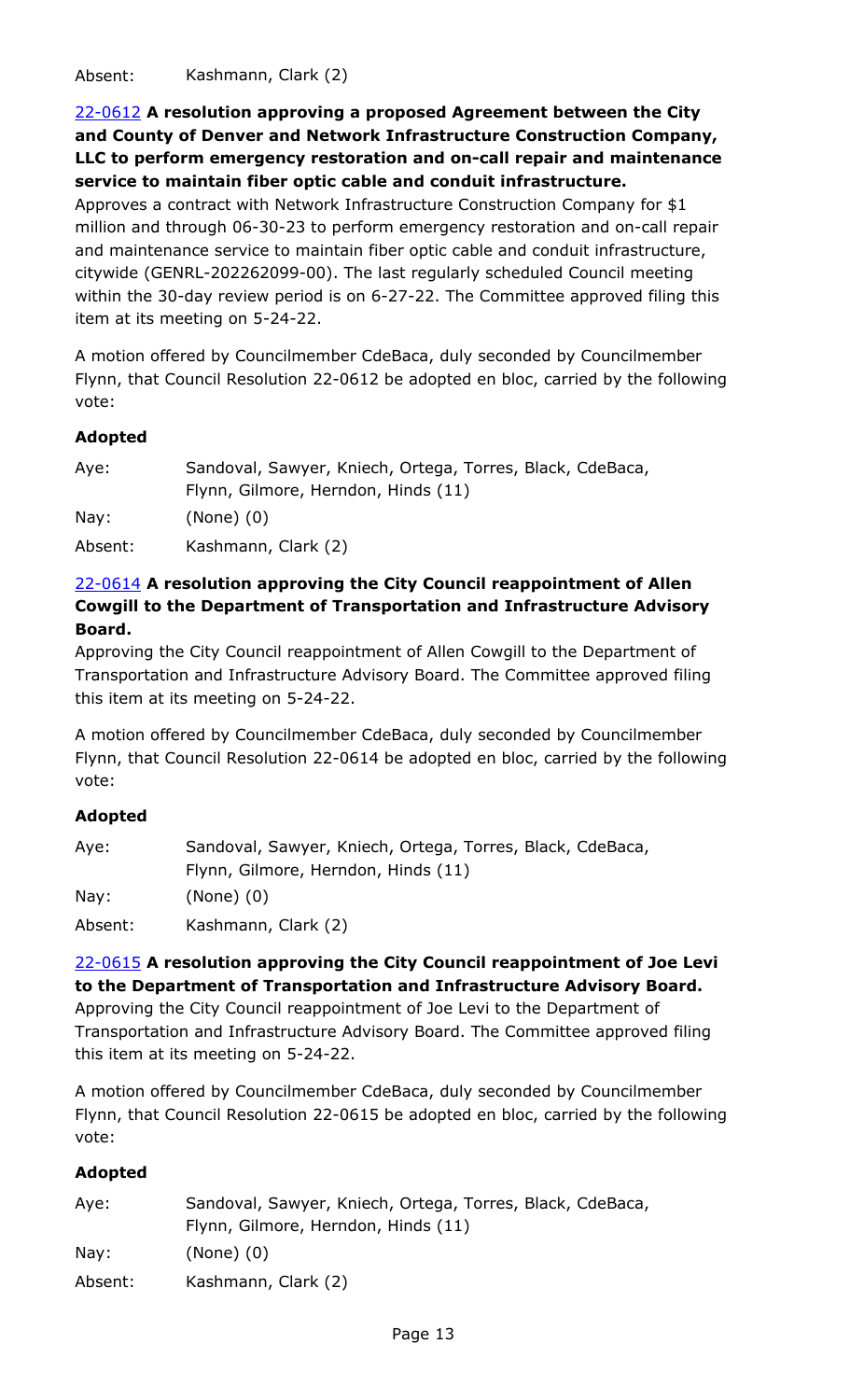Absent: Kashmann, Clark (2)

[22-0612] **A resolution approving a proposed Agreement between the City and County of Denver and Network Infrastructure Construction Company, LLC to perform emergency restoration and on-call repair and maintenance service to maintain fiber optic cable and conduit infrastructure.**

Approves a contract with Network Infrastructure Construction Company for $1 million and through 06-30-23 to perform emergency restoration and on-call repair and maintenance service to maintain fiber optic cable and conduit infrastructure, citywide (GENRL-202262099-00). The last regularly scheduled Council meeting within the 30-day review period is on 6-27-22. The Committee approved filing this item at its meeting on 5-24-22.

A motion offered by Councilmember CdeBaca, duly seconded by Councilmember Flynn, that Council Resolution 22-0612 be adopted en bloc, carried by the following vote:

**Adopted**

| | |
|---|---|
| Aye: | Sandoval, Sawyer, Kniech, Ortega, Torres, Black, CdeBaca, Flynn, Gilmore, Herndon, Hinds (11) |
| Nay: | (None) (0) |
| Absent: | Kashmann, Clark (2) |

[22-0614] **A resolution approving the City Council reappointment of Allen Cowgill to the Department of Transportation and Infrastructure Advisory Board.**

Approving the City Council reappointment of Allen Cowgill to the Department of Transportation and Infrastructure Advisory Board. The Committee approved filing this item at its meeting on 5-24-22.

A motion offered by Councilmember CdeBaca, duly seconded by Councilmember Flynn, that Council Resolution 22-0614 be adopted en bloc, carried by the following vote:

**Adopted**

| | |
|---|---|
| Aye: | Sandoval, Sawyer, Kniech, Ortega, Torres, Black, CdeBaca, Flynn, Gilmore, Herndon, Hinds (11) |
| Nay: | (None) (0) |
| Absent: | Kashmann, Clark (2) |

[22-0615] **A resolution approving the City Council reappointment of Joe Levi to the Department of Transportation and Infrastructure Advisory Board.**

Approving the City Council reappointment of Joe Levi to the Department of Transportation and Infrastructure Advisory Board. The Committee approved filing this item at its meeting on 5-24-22.

A motion offered by Councilmember CdeBaca, duly seconded by Councilmember Flynn, that Council Resolution 22-0615 be adopted en bloc, carried by the following vote:

**Adopted**

| | |
|---|---|
| Aye: | Sandoval, Sawyer, Kniech, Ortega, Torres, Black, CdeBaca, Flynn, Gilmore, Herndon, Hinds (11) |
| Nay: | (None) (0) |
| Absent: | Kashmann, Clark (2) |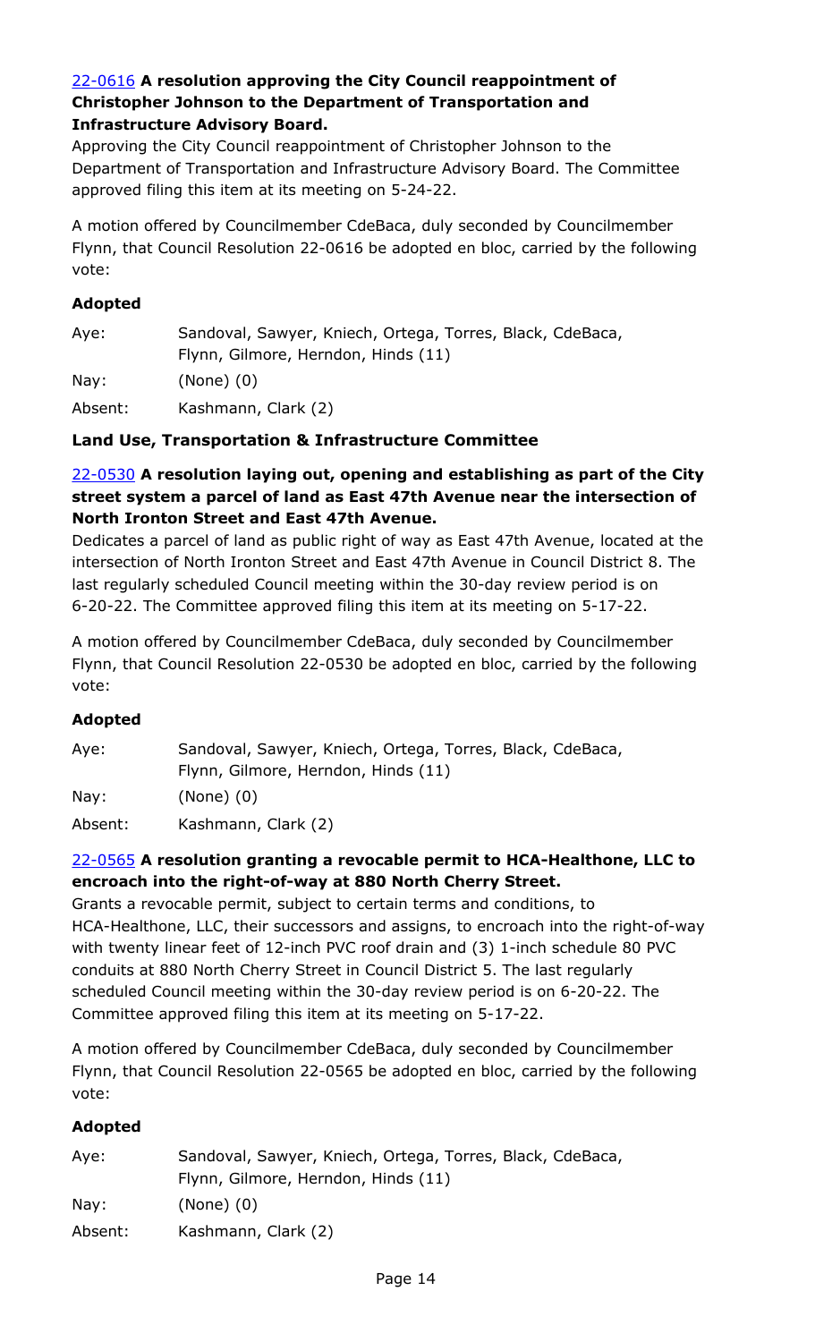**22-0616 A resolution approving the City Council reappointment of Christopher Johnson to the Department of Transportation and Infrastructure Advisory Board.**

Approving the City Council reappointment of Christopher Johnson to the Department of Transportation and Infrastructure Advisory Board. The Committee approved filing this item at its meeting on 5-24-22.

A motion offered by Councilmember CdeBaca, duly seconded by Councilmember Flynn, that Council Resolution 22-0616 be adopted en bloc, carried by the following vote:

**Adopted**

Aye: Sandoval, Sawyer, Kniech, Ortega, Torres, Black, CdeBaca, Flynn, Gilmore, Herndon, Hinds (11)

Nay: (None) (0)

Absent: Kashmann, Clark (2)

### Land Use, Transportation & Infrastructure Committee

**22-0530 A resolution laying out, opening and establishing as part of the City street system a parcel of land as East 47th Avenue near the intersection of North Ironton Street and East 47th Avenue.**

Dedicates a parcel of land as public right of way as East 47th Avenue, located at the intersection of North Ironton Street and East 47th Avenue in Council District 8. The last regularly scheduled Council meeting within the 30-day review period is on 6-20-22. The Committee approved filing this item at its meeting on 5-17-22.

A motion offered by Councilmember CdeBaca, duly seconded by Councilmember Flynn, that Council Resolution 22-0530 be adopted en bloc, carried by the following vote:

**Adopted**

Aye: Sandoval, Sawyer, Kniech, Ortega, Torres, Black, CdeBaca, Flynn, Gilmore, Herndon, Hinds (11)

Nay: (None) (0)

Absent: Kashmann, Clark (2)

**22-0565 A resolution granting a revocable permit to HCA-Healthone, LLC to encroach into the right-of-way at 880 North Cherry Street.**

Grants a revocable permit, subject to certain terms and conditions, to HCA-Healthone, LLC, their successors and assigns, to encroach into the right-of-way with twenty linear feet of 12-inch PVC roof drain and (3) 1-inch schedule 80 PVC conduits at 880 North Cherry Street in Council District 5. The last regularly scheduled Council meeting within the 30-day review period is on 6-20-22. The Committee approved filing this item at its meeting on 5-17-22.

A motion offered by Councilmember CdeBaca, duly seconded by Councilmember Flynn, that Council Resolution 22-0565 be adopted en bloc, carried by the following vote:

**Adopted**

Aye: Sandoval, Sawyer, Kniech, Ortega, Torres, Black, CdeBaca, Flynn, Gilmore, Herndon, Hinds (11)

Nay: (None) (0)

Absent: Kashmann, Clark (2)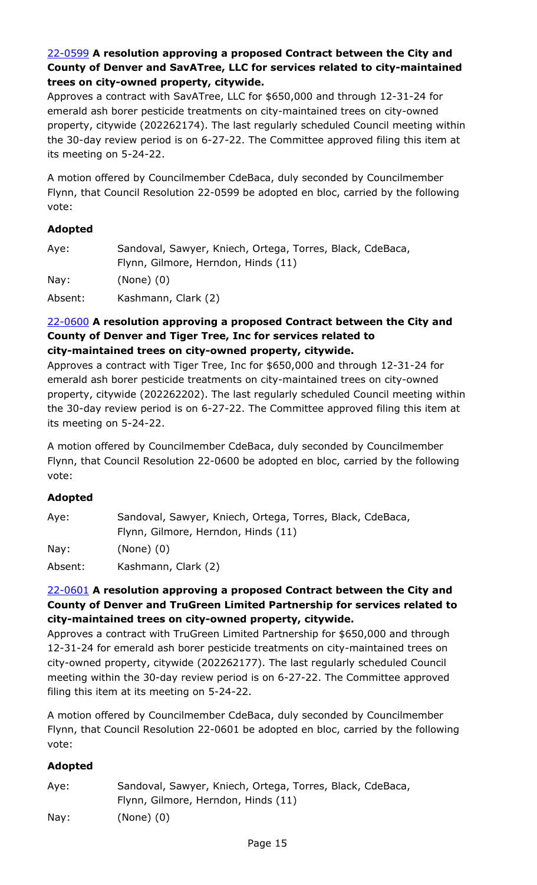[22-0599](#) **A resolution approving a proposed Contract between the City and County of Denver and SavATree, LLC for services related to city-maintained trees on city-owned property, citywide.**

Approves a contract with SavATree, LLC for $650,000 and through 12-31-24 for emerald ash borer pesticide treatments on city-maintained trees on city-owned property, citywide (202262174). The last regularly scheduled Council meeting within the 30-day review period is on 6-27-22. The Committee approved filing this item at its meeting on 5-24-22.

A motion offered by Councilmember CdeBaca, duly seconded by Councilmember Flynn, that Council Resolution 22-0599 be adopted en bloc, carried by the following vote:

**Adopted**

| | |
|---|---|
| Aye: | Sandoval, Sawyer, Kniech, Ortega, Torres, Black, CdeBaca, Flynn, Gilmore, Herndon, Hinds (11) |
| Nay: | (None) (0) |
| Absent: | Kashmann, Clark (2) |

[22-0600](#) **A resolution approving a proposed Contract between the City and County of Denver and Tiger Tree, Inc for services related to city-maintained trees on city-owned property, citywide.**

Approves a contract with Tiger Tree, Inc for $650,000 and through 12-31-24 for emerald ash borer pesticide treatments on city-maintained trees on city-owned property, citywide (202262202). The last regularly scheduled Council meeting within the 30-day review period is on 6-27-22. The Committee approved filing this item at its meeting on 5-24-22.

A motion offered by Councilmember CdeBaca, duly seconded by Councilmember Flynn, that Council Resolution 22-0600 be adopted en bloc, carried by the following vote:

**Adopted**

| | |
|---|---|
| Aye: | Sandoval, Sawyer, Kniech, Ortega, Torres, Black, CdeBaca, Flynn, Gilmore, Herndon, Hinds (11) |
| Nay: | (None) (0) |
| Absent: | Kashmann, Clark (2) |

[22-0601](#) **A resolution approving a proposed Contract between the City and County of Denver and TruGreen Limited Partnership for services related to city-maintained trees on city-owned property, citywide.**

Approves a contract with TruGreen Limited Partnership for $650,000 and through 12-31-24 for emerald ash borer pesticide treatments on city-maintained trees on city-owned property, citywide (202262177). The last regularly scheduled Council meeting within the 30-day review period is on 6-27-22. The Committee approved filing this item at its meeting on 5-24-22.

A motion offered by Councilmember CdeBaca, duly seconded by Councilmember Flynn, that Council Resolution 22-0601 be adopted en bloc, carried by the following vote:

**Adopted**

| | |
|---|---|
| Aye: | Sandoval, Sawyer, Kniech, Ortega, Torres, Black, CdeBaca, Flynn, Gilmore, Herndon, Hinds (11) |
| Nay: | (None) (0) |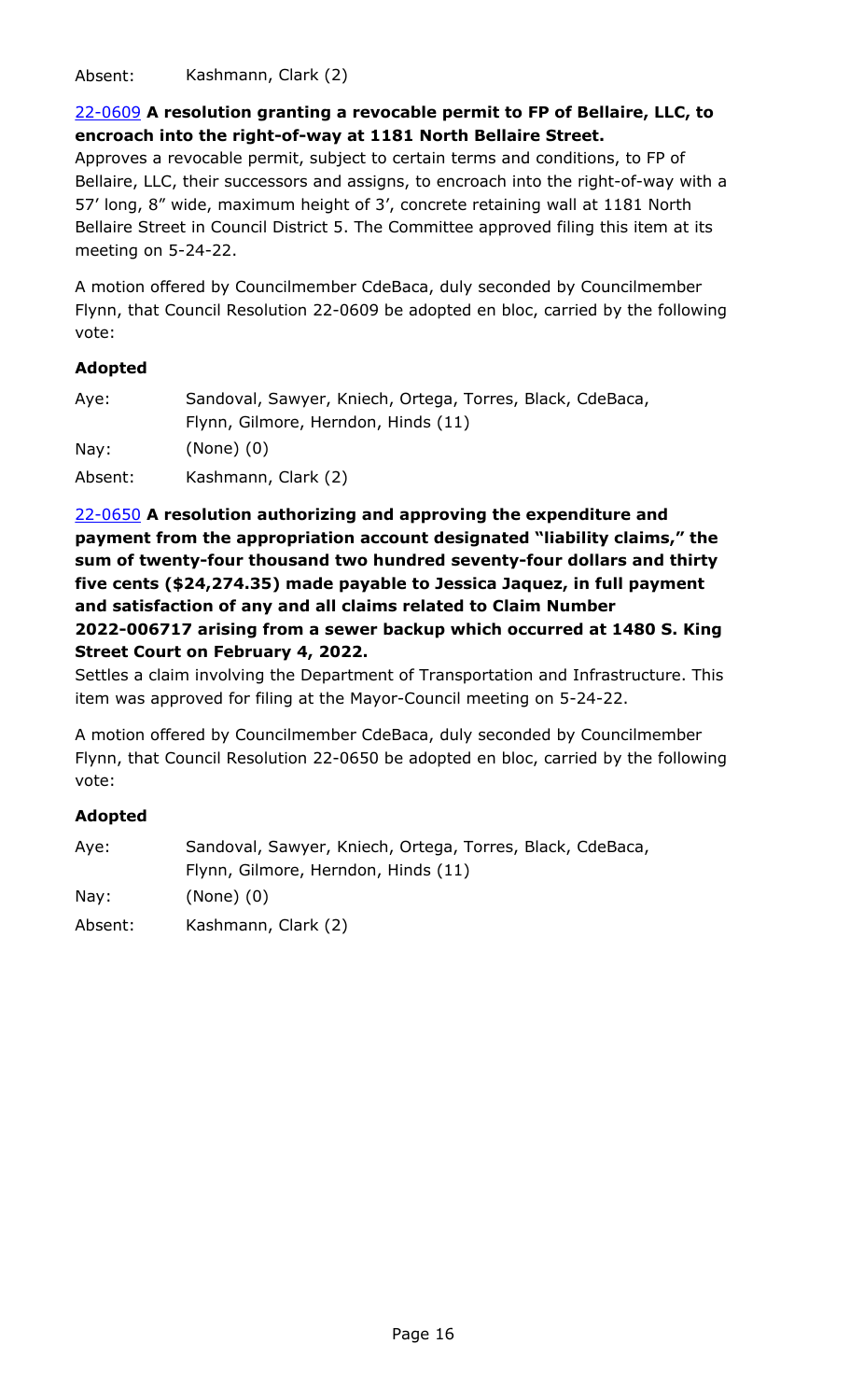| | |
|---|---|
| Absent: | Kashmann, Clark (2) |

[22-0609](#) **A resolution granting a revocable permit to FP of Bellaire, LLC, to encroach into the right-of-way at 1181 North Bellaire Street.**

Approves a revocable permit, subject to certain terms and conditions, to FP of Bellaire, LLC, their successors and assigns, to encroach into the right-of-way with a 57' long, 8" wide, maximum height of 3', concrete retaining wall at 1181 North Bellaire Street in Council District 5. The Committee approved filing this item at its meeting on 5-24-22.

A motion offered by Councilmember CdeBaca, duly seconded by Councilmember Flynn, that Council Resolution 22-0609 be adopted en bloc, carried by the following vote:

**Adopted**

| | |
|---|---|
| Aye: | Sandoval, Sawyer, Kniech, Ortega, Torres, Black, CdeBaca, Flynn, Gilmore, Herndon, Hinds (11) |
| Nay: | (None) (0) |
| Absent: | Kashmann, Clark (2) |

[22-0650](#) **A resolution authorizing and approving the expenditure and payment from the appropriation account designated "liability claims," the sum of twenty-four thousand two hundred seventy-four dollars and thirty five cents ($24,274.35) made payable to Jessica Jaquez, in full payment and satisfaction of any and all claims related to Claim Number 2022-006717 arising from a sewer backup which occurred at 1480 S. King Street Court on February 4, 2022.**

Settles a claim involving the Department of Transportation and Infrastructure. This item was approved for filing at the Mayor-Council meeting on 5-24-22.

A motion offered by Councilmember CdeBaca, duly seconded by Councilmember Flynn, that Council Resolution 22-0650 be adopted en bloc, carried by the following vote:

**Adopted**

| | |
|---|---|
| Aye: | Sandoval, Sawyer, Kniech, Ortega, Torres, Black, CdeBaca, Flynn, Gilmore, Herndon, Hinds (11) |
| Nay: | (None) (0) |
| Absent: | Kashmann, Clark (2) |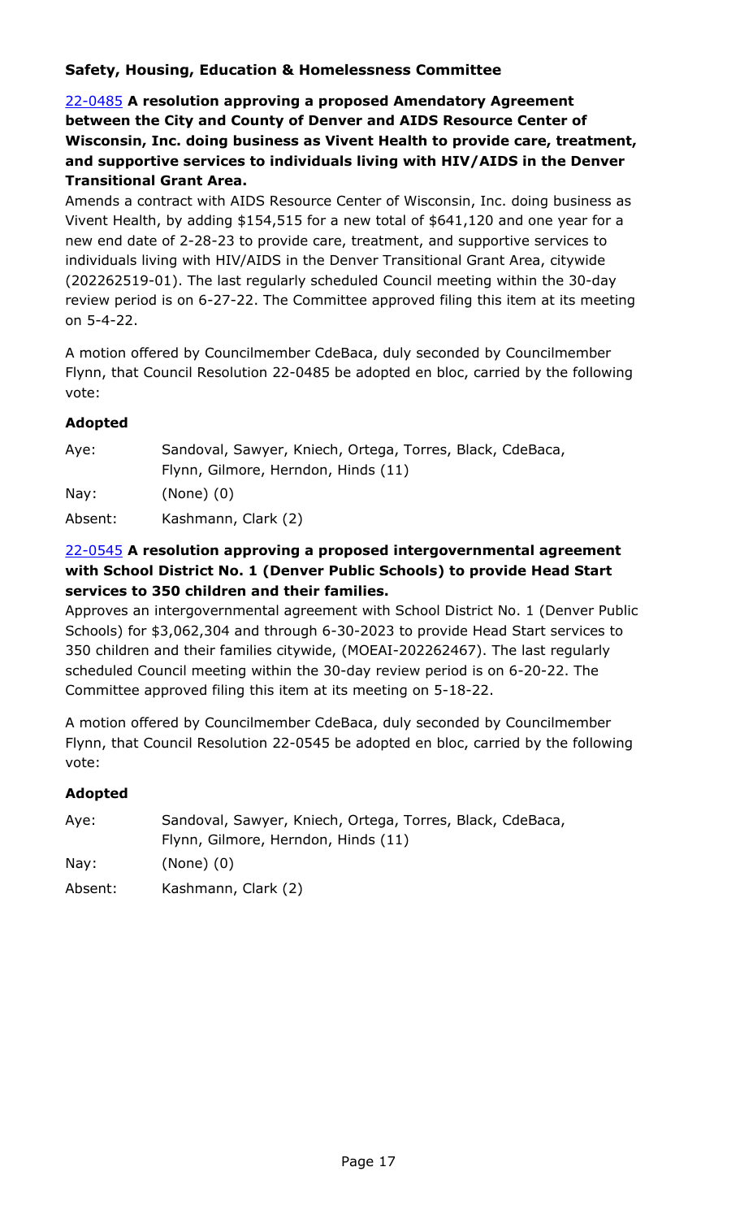### Safety, Housing, Education & Homelessness Committee

**22-0485 A resolution approving a proposed Amendatory Agreement between the City and County of Denver and AIDS Resource Center of Wisconsin, Inc. doing business as Vivent Health to provide care, treatment, and supportive services to individuals living with HIV/AIDS in the Denver Transitional Grant Area.**

Amends a contract with AIDS Resource Center of Wisconsin, Inc. doing business as Vivent Health, by adding $154,515 for a new total of $641,120 and one year for a new end date of 2-28-23 to provide care, treatment, and supportive services to individuals living with HIV/AIDS in the Denver Transitional Grant Area, citywide (202262519-01). The last regularly scheduled Council meeting within the 30-day review period is on 6-27-22. The Committee approved filing this item at its meeting on 5-4-22.

A motion offered by Councilmember CdeBaca, duly seconded by Councilmember Flynn, that Council Resolution 22-0485 be adopted en bloc, carried by the following vote:

**Adopted**

| | |
|---|---|
| Aye: | Sandoval, Sawyer, Kniech, Ortega, Torres, Black, CdeBaca, Flynn, Gilmore, Herndon, Hinds (11) |
| Nay: | (None) (0) |
| Absent: | Kashmann, Clark (2) |

**22-0545 A resolution approving a proposed intergovernmental agreement with School District No. 1 (Denver Public Schools) to provide Head Start services to 350 children and their families.**

Approves an intergovernmental agreement with School District No. 1 (Denver Public Schools) for $3,062,304 and through 6-30-2023 to provide Head Start services to 350 children and their families citywide, (MOEAI-202262467). The last regularly scheduled Council meeting within the 30-day review period is on 6-20-22. The Committee approved filing this item at its meeting on 5-18-22.

A motion offered by Councilmember CdeBaca, duly seconded by Councilmember Flynn, that Council Resolution 22-0545 be adopted en bloc, carried by the following vote:

**Adopted**

| | |
|---|---|
| Aye: | Sandoval, Sawyer, Kniech, Ortega, Torres, Black, CdeBaca, Flynn, Gilmore, Herndon, Hinds (11) |
| Nay: | (None) (0) |
| Absent: | Kashmann, Clark (2) |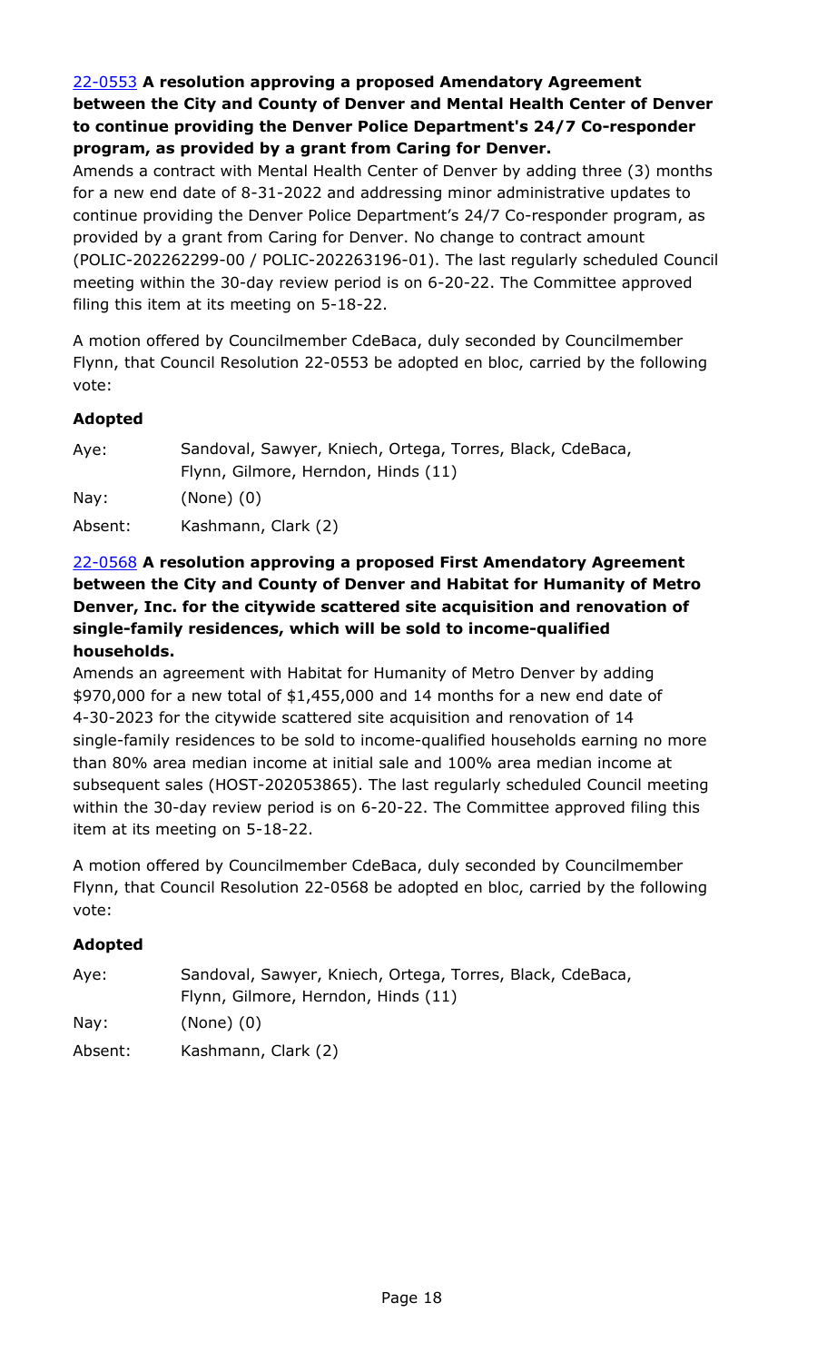[22-0553](#) **A resolution approving a proposed Amendatory Agreement between the City and County of Denver and Mental Health Center of Denver to continue providing the Denver Police Department's 24/7 Co-responder program, as provided by a grant from Caring for Denver.**

Amends a contract with Mental Health Center of Denver by adding three (3) months for a new end date of 8-31-2022 and addressing minor administrative updates to continue providing the Denver Police Department's 24/7 Co-responder program, as provided by a grant from Caring for Denver. No change to contract amount (POLIC-202262299-00 / POLIC-202263196-01). The last regularly scheduled Council meeting within the 30-day review period is on 6-20-22. The Committee approved filing this item at its meeting on 5-18-22.

A motion offered by Councilmember CdeBaca, duly seconded by Councilmember Flynn, that Council Resolution 22-0553 be adopted en bloc, carried by the following vote:

**Adopted**

| | |
|---|---|
| Aye: | Sandoval, Sawyer, Kniech, Ortega, Torres, Black, CdeBaca, Flynn, Gilmore, Herndon, Hinds (11) |
| Nay: | (None) (0) |
| Absent: | Kashmann, Clark (2) |

[22-0568](#) **A resolution approving a proposed First Amendatory Agreement between the City and County of Denver and Habitat for Humanity of Metro Denver, Inc. for the citywide scattered site acquisition and renovation of single-family residences, which will be sold to income-qualified households.**

Amends an agreement with Habitat for Humanity of Metro Denver by adding $970,000 for a new total of $1,455,000 and 14 months for a new end date of 4-30-2023 for the citywide scattered site acquisition and renovation of 14 single-family residences to be sold to income-qualified households earning no more than 80% area median income at initial sale and 100% area median income at subsequent sales (HOST-202053865). The last regularly scheduled Council meeting within the 30-day review period is on 6-20-22. The Committee approved filing this item at its meeting on 5-18-22.

A motion offered by Councilmember CdeBaca, duly seconded by Councilmember Flynn, that Council Resolution 22-0568 be adopted en bloc, carried by the following vote:

**Adopted**

| | |
|---|---|
| Aye: | Sandoval, Sawyer, Kniech, Ortega, Torres, Black, CdeBaca, Flynn, Gilmore, Herndon, Hinds (11) |
| Nay: | (None) (0) |
| Absent: | Kashmann, Clark (2) |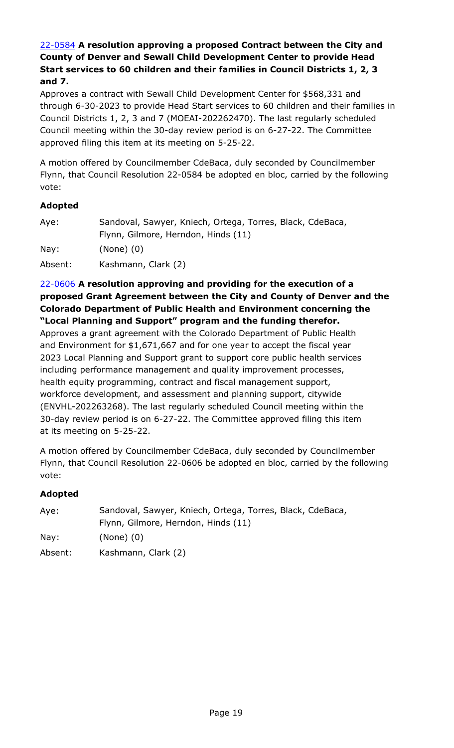[22-0584](#) **A resolution approving a proposed Contract between the City and County of Denver and Sewall Child Development Center to provide Head Start services to 60 children and their families in Council Districts 1, 2, 3 and 7.**

Approves a contract with Sewall Child Development Center for $568,331 and through 6-30-2023 to provide Head Start services to 60 children and their families in Council Districts 1, 2, 3 and 7 (MOEAI-202262470). The last regularly scheduled Council meeting within the 30-day review period is on 6-27-22. The Committee approved filing this item at its meeting on 5-25-22.

A motion offered by Councilmember CdeBaca, duly seconded by Councilmember Flynn, that Council Resolution 22-0584 be adopted en bloc, carried by the following vote:

**Adopted**

| | |
|---|---|
| Aye: | Sandoval, Sawyer, Kniech, Ortega, Torres, Black, CdeBaca, Flynn, Gilmore, Herndon, Hinds (11) |
| Nay: | (None) (0) |
| Absent: | Kashmann, Clark (2) |

[22-0606](#) **A resolution approving and providing for the execution of a proposed Grant Agreement between the City and County of Denver and the Colorado Department of Public Health and Environment concerning the "Local Planning and Support" program and the funding therefor.**

Approves a grant agreement with the Colorado Department of Public Health and Environment for $1,671,667 and for one year to accept the fiscal year 2023 Local Planning and Support grant to support core public health services including performance management and quality improvement processes, health equity programming, contract and fiscal management support, workforce development, and assessment and planning support, citywide (ENVHL-202263268). The last regularly scheduled Council meeting within the 30-day review period is on 6-27-22. The Committee approved filing this item at its meeting on 5-25-22.

A motion offered by Councilmember CdeBaca, duly seconded by Councilmember Flynn, that Council Resolution 22-0606 be adopted en bloc, carried by the following vote:

**Adopted**

| | |
|---|---|
| Aye: | Sandoval, Sawyer, Kniech, Ortega, Torres, Black, CdeBaca, Flynn, Gilmore, Herndon, Hinds (11) |
| Nay: | (None) (0) |
| Absent: | Kashmann, Clark (2) |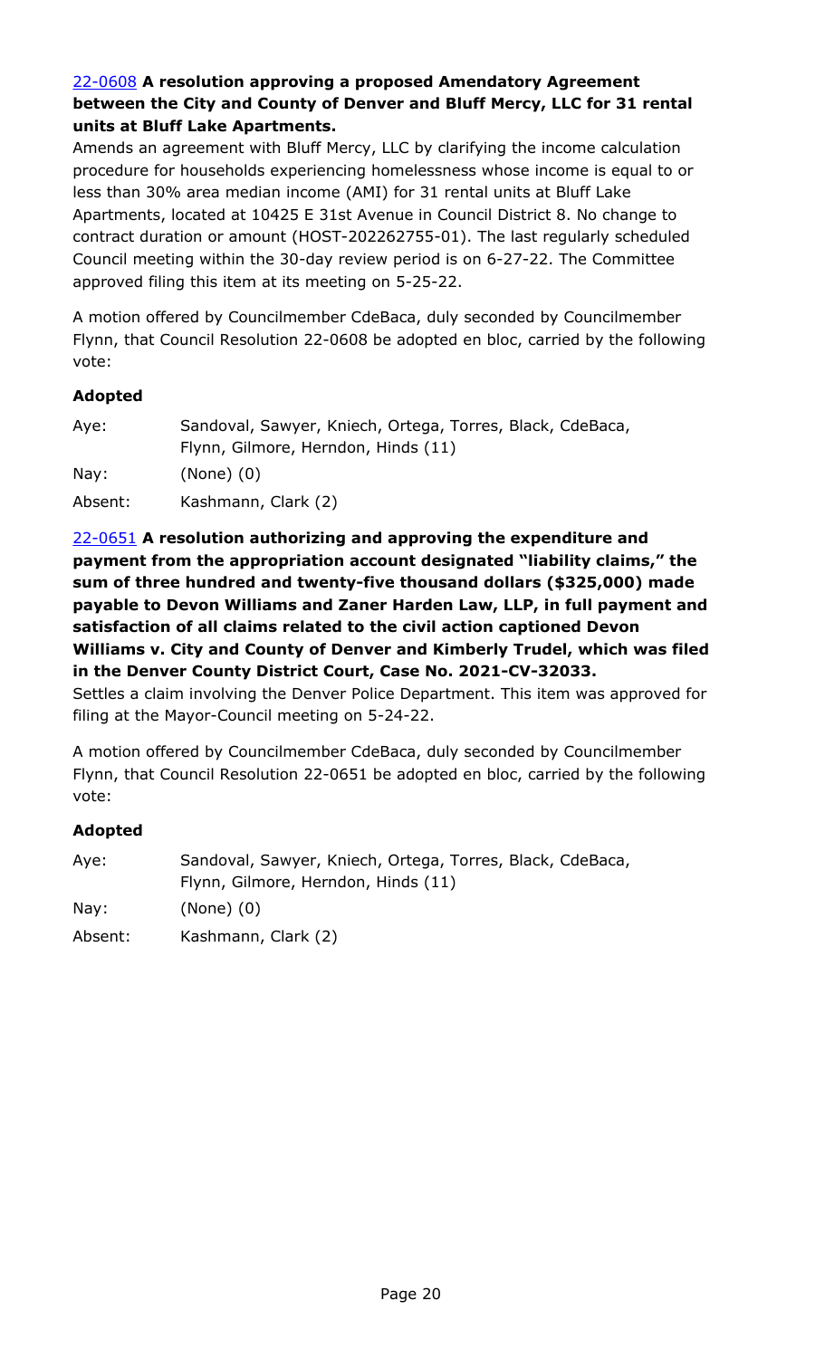**22-0608 A resolution approving a proposed Amendatory Agreement between the City and County of Denver and Bluff Mercy, LLC for 31 rental units at Bluff Lake Apartments.**

Amends an agreement with Bluff Mercy, LLC by clarifying the income calculation procedure for households experiencing homelessness whose income is equal to or less than 30% area median income (AMI) for 31 rental units at Bluff Lake Apartments, located at 10425 E 31st Avenue in Council District 8. No change to contract duration or amount (HOST-202262755-01). The last regularly scheduled Council meeting within the 30-day review period is on 6-27-22. The Committee approved filing this item at its meeting on 5-25-22.

A motion offered by Councilmember CdeBaca, duly seconded by Councilmember Flynn, that Council Resolution 22-0608 be adopted en bloc, carried by the following vote:

**Adopted**

Aye: Sandoval, Sawyer, Kniech, Ortega, Torres, Black, CdeBaca, Flynn, Gilmore, Herndon, Hinds (11)

Nay: (None) (0)

Absent: Kashmann, Clark (2)

**22-0651 A resolution authorizing and approving the expenditure and payment from the appropriation account designated "liability claims," the sum of three hundred and twenty-five thousand dollars ($325,000) made payable to Devon Williams and Zaner Harden Law, LLP, in full payment and satisfaction of all claims related to the civil action captioned Devon Williams v. City and County of Denver and Kimberly Trudel, which was filed in the Denver County District Court, Case No. 2021-CV-32033.**

Settles a claim involving the Denver Police Department. This item was approved for filing at the Mayor-Council meeting on 5-24-22.

A motion offered by Councilmember CdeBaca, duly seconded by Councilmember Flynn, that Council Resolution 22-0651 be adopted en bloc, carried by the following vote:

**Adopted**

Aye: Sandoval, Sawyer, Kniech, Ortega, Torres, Black, CdeBaca, Flynn, Gilmore, Herndon, Hinds (11)

Nay: (None) (0)

Absent: Kashmann, Clark (2)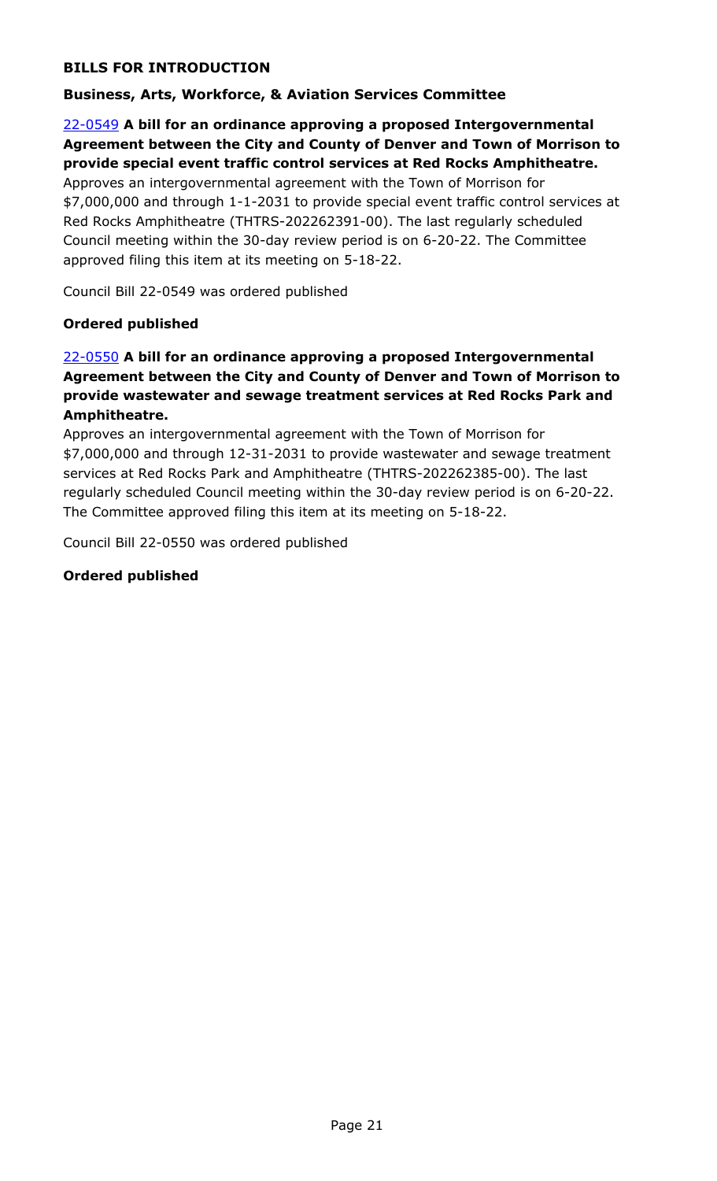## BILLS FOR INTRODUCTION

### Business, Arts, Workforce, & Aviation Services Committee

[22-0549] **A bill for an ordinance approving a proposed Intergovernmental Agreement between the City and County of Denver and Town of Morrison to provide special event traffic control services at Red Rocks Amphitheatre.**

Approves an intergovernmental agreement with the Town of Morrison for $7,000,000 and through 1-1-2031 to provide special event traffic control services at Red Rocks Amphitheatre (THTRS-202262391-00). The last regularly scheduled Council meeting within the 30-day review period is on 6-20-22. The Committee approved filing this item at its meeting on 5-18-22.

Council Bill 22-0549 was ordered published

**Ordered published**

[22-0550] **A bill for an ordinance approving a proposed Intergovernmental Agreement between the City and County of Denver and Town of Morrison to provide wastewater and sewage treatment services at Red Rocks Park and Amphitheatre.**

Approves an intergovernmental agreement with the Town of Morrison for $7,000,000 and through 12-31-2031 to provide wastewater and sewage treatment services at Red Rocks Park and Amphitheatre (THTRS-202262385-00). The last regularly scheduled Council meeting within the 30-day review period is on 6-20-22. The Committee approved filing this item at its meeting on 5-18-22.

Council Bill 22-0550 was ordered published

**Ordered published**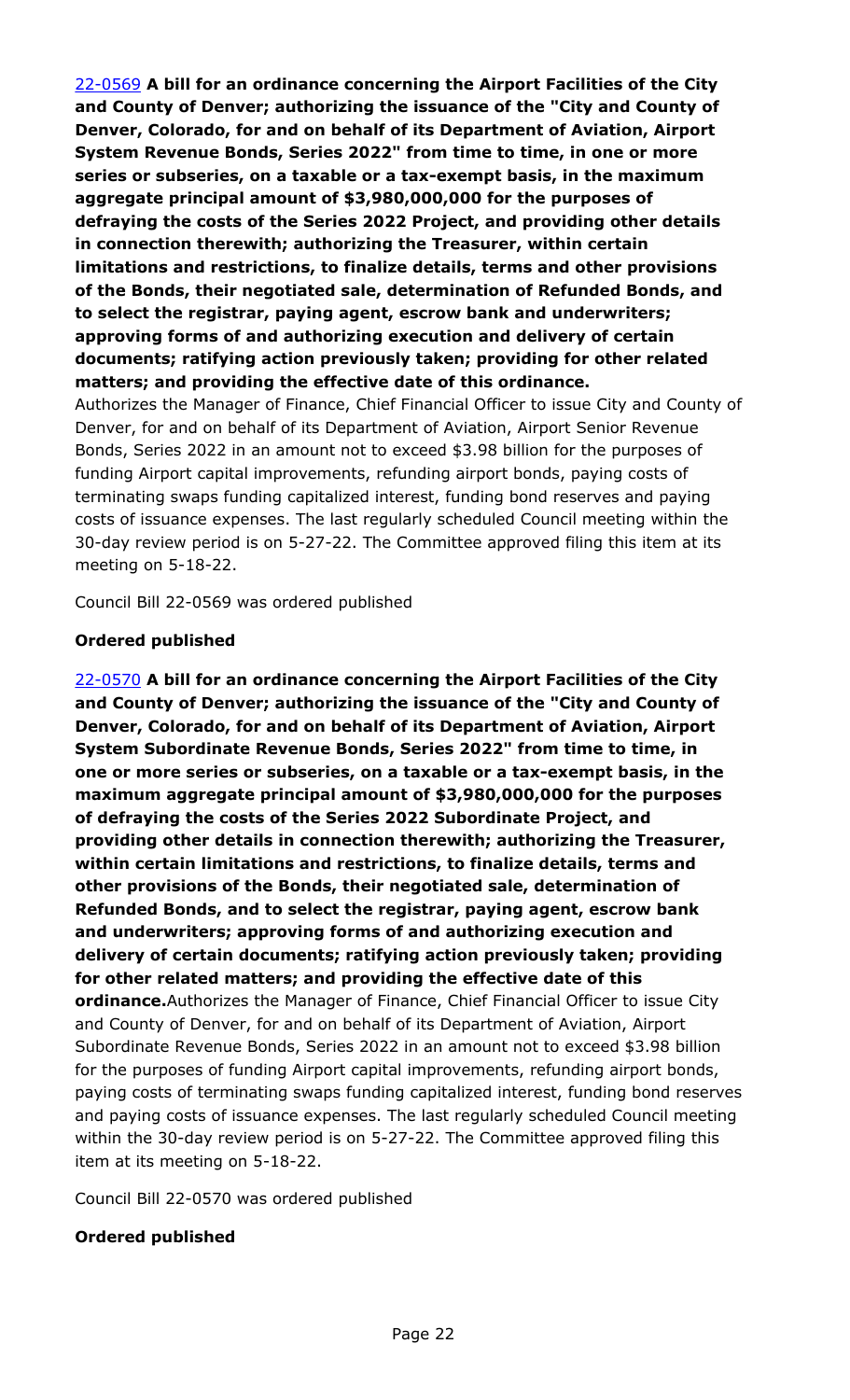[22-0569](22-0569) **A bill for an ordinance concerning the Airport Facilities of the City and County of Denver; authorizing the issuance of the "City and County of Denver, Colorado, for and on behalf of its Department of Aviation, Airport System Revenue Bonds, Series 2022" from time to time, in one or more series or subseries, on a taxable or a tax-exempt basis, in the maximum aggregate principal amount of $3,980,000,000 for the purposes of defraying the costs of the Series 2022 Project, and providing other details in connection therewith; authorizing the Treasurer, within certain limitations and restrictions, to finalize details, terms and other provisions of the Bonds, their negotiated sale, determination of Refunded Bonds, and to select the registrar, paying agent, escrow bank and underwriters; approving forms of and authorizing execution and delivery of certain documents; ratifying action previously taken; providing for other related matters; and providing the effective date of this ordinance.**

Authorizes the Manager of Finance, Chief Financial Officer to issue City and County of Denver, for and on behalf of its Department of Aviation, Airport Senior Revenue Bonds, Series 2022 in an amount not to exceed $3.98 billion for the purposes of funding Airport capital improvements, refunding airport bonds, paying costs of terminating swaps funding capitalized interest, funding bond reserves and paying costs of issuance expenses. The last regularly scheduled Council meeting within the 30-day review period is on 5-27-22. The Committee approved filing this item at its meeting on 5-18-22.

Council Bill 22-0569 was ordered published

**Ordered published**

[22-0570](22-0570) **A bill for an ordinance concerning the Airport Facilities of the City and County of Denver; authorizing the issuance of the "City and County of Denver, Colorado, for and on behalf of its Department of Aviation, Airport System Subordinate Revenue Bonds, Series 2022" from time to time, in one or more series or subseries, on a taxable or a tax-exempt basis, in the maximum aggregate principal amount of $3,980,000,000 for the purposes of defraying the costs of the Series 2022 Subordinate Project, and providing other details in connection therewith; authorizing the Treasurer, within certain limitations and restrictions, to finalize details, terms and other provisions of the Bonds, their negotiated sale, determination of Refunded Bonds, and to select the registrar, paying agent, escrow bank and underwriters; approving forms of and authorizing execution and delivery of certain documents; ratifying action previously taken; providing for other related matters; and providing the effective date of this ordinance.**Authorizes the Manager of Finance, Chief Financial Officer to issue City and County of Denver, for and on behalf of its Department of Aviation, Airport Subordinate Revenue Bonds, Series 2022 in an amount not to exceed $3.98 billion for the purposes of funding Airport capital improvements, refunding airport bonds, paying costs of terminating swaps funding capitalized interest, funding bond reserves and paying costs of issuance expenses. The last regularly scheduled Council meeting within the 30-day review period is on 5-27-22. The Committee approved filing this item at its meeting on 5-18-22.

Council Bill 22-0570 was ordered published

**Ordered published**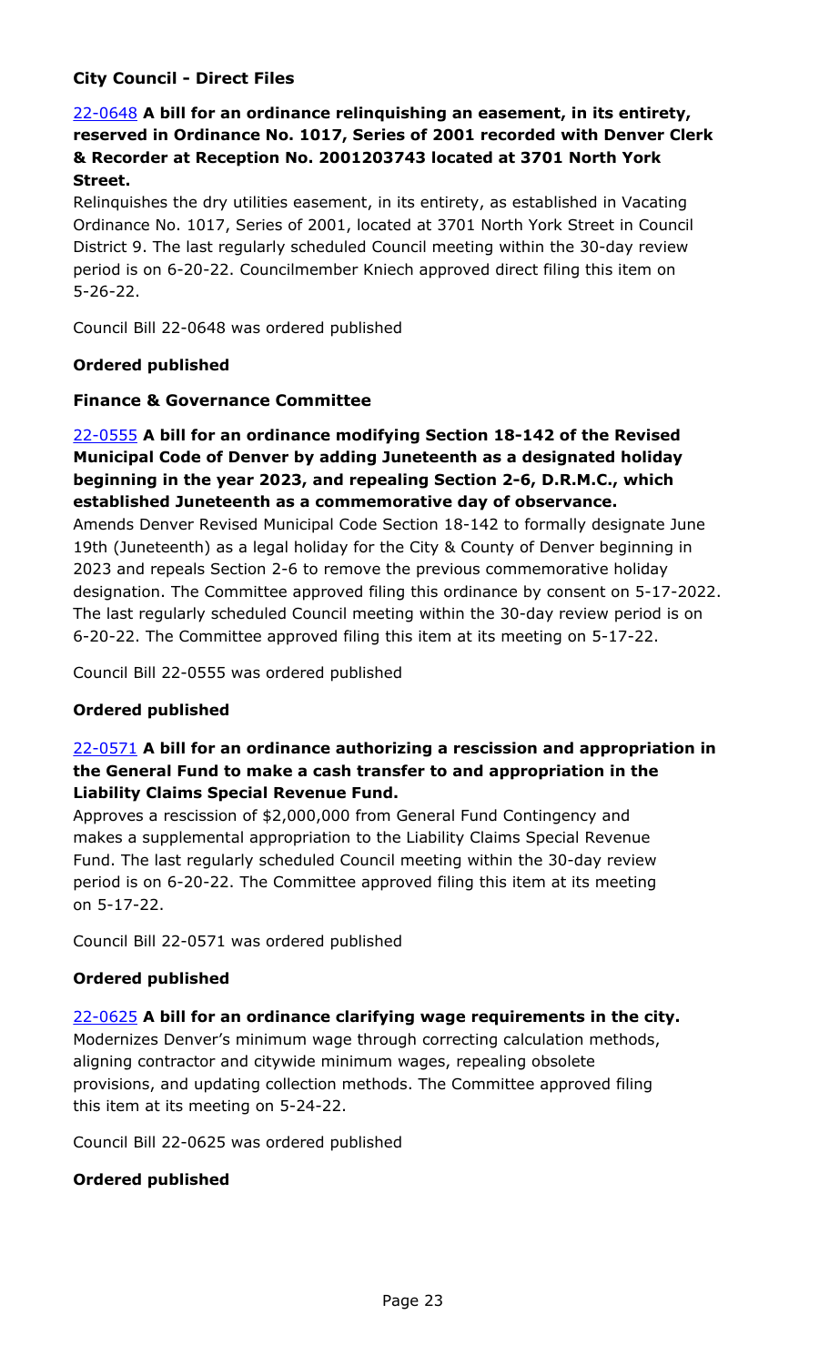### City Council - Direct Files

**22-0648 A bill for an ordinance relinquishing an easement, in its entirety, reserved in Ordinance No. 1017, Series of 2001 recorded with Denver Clerk & Recorder at Reception No. 2001203743 located at 3701 North York Street.**

Relinquishes the dry utilities easement, in its entirety, as established in Vacating Ordinance No. 1017, Series of 2001, located at 3701 North York Street in Council District 9. The last regularly scheduled Council meeting within the 30-day review period is on 6-20-22. Councilmember Kniech approved direct filing this item on 5-26-22.

Council Bill 22-0648 was ordered published

**Ordered published**

### Finance & Governance Committee

**22-0555 A bill for an ordinance modifying Section 18-142 of the Revised Municipal Code of Denver by adding Juneteenth as a designated holiday beginning in the year 2023, and repealing Section 2-6, D.R.M.C., which established Juneteenth as a commemorative day of observance.**

Amends Denver Revised Municipal Code Section 18-142 to formally designate June 19th (Juneteenth) as a legal holiday for the City & County of Denver beginning in 2023 and repeals Section 2-6 to remove the previous commemorative holiday designation. The Committee approved filing this ordinance by consent on 5-17-2022. The last regularly scheduled Council meeting within the 30-day review period is on 6-20-22. The Committee approved filing this item at its meeting on 5-17-22.

Council Bill 22-0555 was ordered published

**Ordered published**

**22-0571 A bill for an ordinance authorizing a rescission and appropriation in the General Fund to make a cash transfer to and appropriation in the Liability Claims Special Revenue Fund.**

Approves a rescission of $2,000,000 from General Fund Contingency and makes a supplemental appropriation to the Liability Claims Special Revenue Fund. The last regularly scheduled Council meeting within the 30-day review period is on 6-20-22. The Committee approved filing this item at its meeting on 5-17-22.

Council Bill 22-0571 was ordered published

**Ordered published**

**22-0625 A bill for an ordinance clarifying wage requirements in the city.**

Modernizes Denver's minimum wage through correcting calculation methods, aligning contractor and citywide minimum wages, repealing obsolete provisions, and updating collection methods. The Committee approved filing this item at its meeting on 5-24-22.

Council Bill 22-0625 was ordered published

**Ordered published**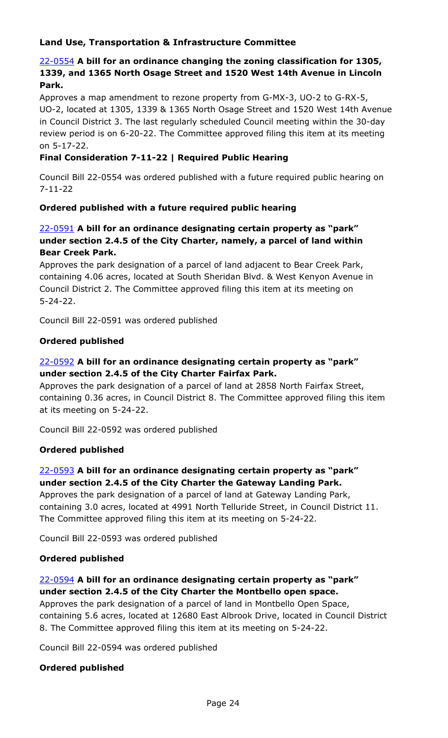### Land Use, Transportation & Infrastructure Committee

**22-0554 A bill for an ordinance changing the zoning classification for 1305, 1339, and 1365 North Osage Street and 1520 West 14th Avenue in Lincoln Park.**

Approves a map amendment to rezone property from G-MX-3, UO-2 to G-RX-5, UO-2, located at 1305, 1339 & 1365 North Osage Street and 1520 West 14th Avenue in Council District 3. The last regularly scheduled Council meeting within the 30-day review period is on 6-20-22. The Committee approved filing this item at its meeting on 5-17-22.

**Final Consideration 7-11-22 | Required Public Hearing**

Council Bill 22-0554 was ordered published with a future required public hearing on 7-11-22

**Ordered published with a future required public hearing**

**22-0591 A bill for an ordinance designating certain property as "park" under section 2.4.5 of the City Charter, namely, a parcel of land within Bear Creek Park.**

Approves the park designation of a parcel of land adjacent to Bear Creek Park, containing 4.06 acres, located at South Sheridan Blvd. & West Kenyon Avenue in Council District 2. The Committee approved filing this item at its meeting on 5-24-22.

Council Bill 22-0591 was ordered published

**Ordered published**

**22-0592 A bill for an ordinance designating certain property as "park" under section 2.4.5 of the City Charter Fairfax Park.**

Approves the park designation of a parcel of land at 2858 North Fairfax Street, containing 0.36 acres, in Council District 8. The Committee approved filing this item at its meeting on 5-24-22.

Council Bill 22-0592 was ordered published

**Ordered published**

**22-0593 A bill for an ordinance designating certain property as "park" under section 2.4.5 of the City Charter the Gateway Landing Park.**

Approves the park designation of a parcel of land at Gateway Landing Park, containing 3.0 acres, located at 4991 North Telluride Street, in Council District 11. The Committee approved filing this item at its meeting on 5-24-22.

Council Bill 22-0593 was ordered published

**Ordered published**

**22-0594 A bill for an ordinance designating certain property as "park" under section 2.4.5 of the City Charter the Montbello open space.**

Approves the park designation of a parcel of land in Montbello Open Space, containing 5.6 acres, located at 12680 East Albrook Drive, located in Council District 8. The Committee approved filing this item at its meeting on 5-24-22.

Council Bill 22-0594 was ordered published

**Ordered published**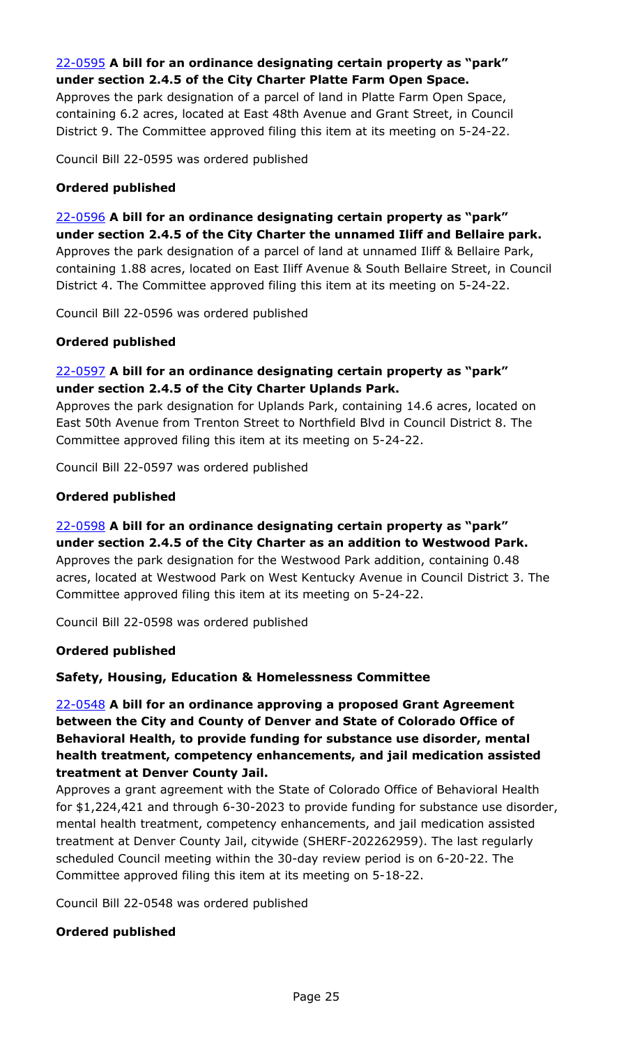[22-0595](#) **A bill for an ordinance designating certain property as "park" under section 2.4.5 of the City Charter Platte Farm Open Space.**
Approves the park designation of a parcel of land in Platte Farm Open Space, containing 6.2 acres, located at East 48th Avenue and Grant Street, in Council District 9. The Committee approved filing this item at its meeting on 5-24-22.

Council Bill 22-0595 was ordered published

**Ordered published**

[22-0596](#) **A bill for an ordinance designating certain property as "park" under section 2.4.5 of the City Charter the unnamed Iliff and Bellaire park.**
Approves the park designation of a parcel of land at unnamed Iliff & Bellaire Park, containing 1.88 acres, located on East Iliff Avenue & South Bellaire Street, in Council District 4. The Committee approved filing this item at its meeting on 5-24-22.

Council Bill 22-0596 was ordered published

**Ordered published**

[22-0597](#) **A bill for an ordinance designating certain property as "park" under section 2.4.5 of the City Charter Uplands Park.**
Approves the park designation for Uplands Park, containing 14.6 acres, located on East 50th Avenue from Trenton Street to Northfield Blvd in Council District 8. The Committee approved filing this item at its meeting on 5-24-22.

Council Bill 22-0597 was ordered published

**Ordered published**

[22-0598](#) **A bill for an ordinance designating certain property as "park" under section 2.4.5 of the City Charter as an addition to Westwood Park.**
Approves the park designation for the Westwood Park addition, containing 0.48 acres, located at Westwood Park on West Kentucky Avenue in Council District 3. The Committee approved filing this item at its meeting on 5-24-22.

Council Bill 22-0598 was ordered published

**Ordered published**

**Safety, Housing, Education & Homelessness Committee**

[22-0548](#) **A bill for an ordinance approving a proposed Grant Agreement between the City and County of Denver and State of Colorado Office of Behavioral Health, to provide funding for substance use disorder, mental health treatment, competency enhancements, and jail medication assisted treatment at Denver County Jail.**
Approves a grant agreement with the State of Colorado Office of Behavioral Health for $1,224,421 and through 6-30-2023 to provide funding for substance use disorder, mental health treatment, competency enhancements, and jail medication assisted treatment at Denver County Jail, citywide (SHERF-202262959). The last regularly scheduled Council meeting within the 30-day review period is on 6-20-22. The Committee approved filing this item at its meeting on 5-18-22.

Council Bill 22-0548 was ordered published

**Ordered published**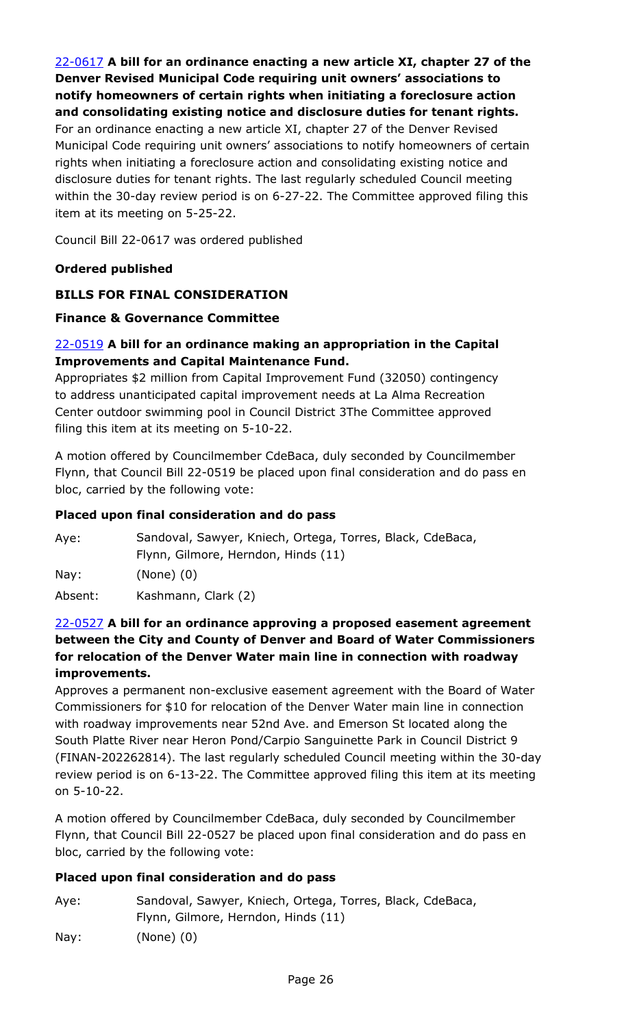[22-0617](#) **A bill for an ordinance enacting a new article XI, chapter 27 of the Denver Revised Municipal Code requiring unit owners' associations to notify homeowners of certain rights when initiating a foreclosure action and consolidating existing notice and disclosure duties for tenant rights.**

For an ordinance enacting a new article XI, chapter 27 of the Denver Revised Municipal Code requiring unit owners' associations to notify homeowners of certain rights when initiating a foreclosure action and consolidating existing notice and disclosure duties for tenant rights. The last regularly scheduled Council meeting within the 30-day review period is on 6-27-22. The Committee approved filing this item at its meeting on 5-25-22.

Council Bill 22-0617 was ordered published

**Ordered published**

**BILLS FOR FINAL CONSIDERATION**

**Finance & Governance Committee**

[22-0519](#) **A bill for an ordinance making an appropriation in the Capital Improvements and Capital Maintenance Fund.**

Appropriates $2 million from Capital Improvement Fund (32050) contingency to address unanticipated capital improvement needs at La Alma Recreation Center outdoor swimming pool in Council District 3The Committee approved filing this item at its meeting on 5-10-22.

A motion offered by Councilmember CdeBaca, duly seconded by Councilmember Flynn, that Council Bill 22-0519 be placed upon final consideration and do pass en bloc, carried by the following vote:

**Placed upon final consideration and do pass**

| | |
|---|---|
| Aye: | Sandoval, Sawyer, Kniech, Ortega, Torres, Black, CdeBaca, Flynn, Gilmore, Herndon, Hinds (11) |
| Nay: | (None) (0) |
| Absent: | Kashmann, Clark (2) |

[22-0527](#) **A bill for an ordinance approving a proposed easement agreement between the City and County of Denver and Board of Water Commissioners for relocation of the Denver Water main line in connection with roadway improvements.**

Approves a permanent non-exclusive easement agreement with the Board of Water Commissioners for $10 for relocation of the Denver Water main line in connection with roadway improvements near 52nd Ave. and Emerson St located along the South Platte River near Heron Pond/Carpio Sanguinette Park in Council District 9 (FINAN-202262814). The last regularly scheduled Council meeting within the 30-day review period is on 6-13-22. The Committee approved filing this item at its meeting on 5-10-22.

A motion offered by Councilmember CdeBaca, duly seconded by Councilmember Flynn, that Council Bill 22-0527 be placed upon final consideration and do pass en bloc, carried by the following vote:

**Placed upon final consideration and do pass**

| | |
|---|---|
| Aye: | Sandoval, Sawyer, Kniech, Ortega, Torres, Black, CdeBaca, Flynn, Gilmore, Herndon, Hinds (11) |
| Nay: | (None) (0) |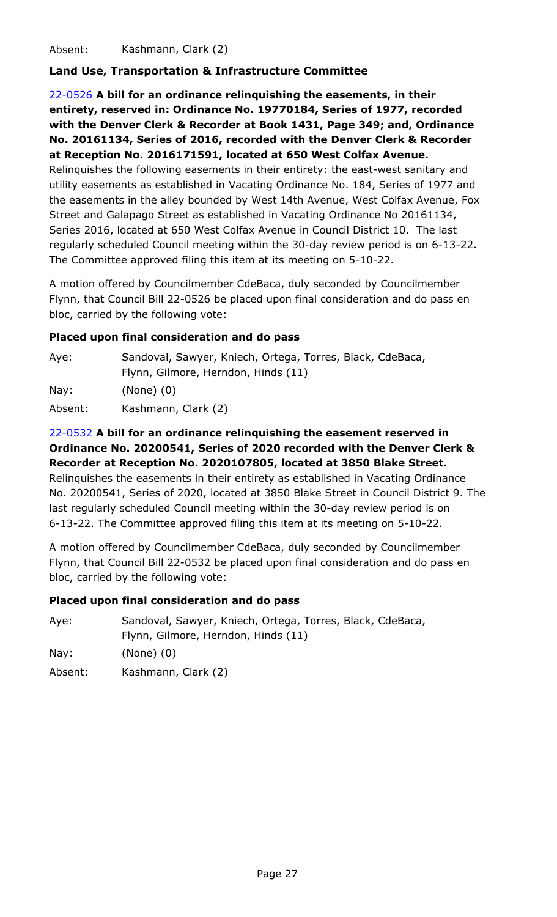| | |
|---|---|
| Absent: | Kashmann, Clark (2) |

**Land Use, Transportation & Infrastructure Committee**

22-0526 **A bill for an ordinance relinquishing the easements, in their entirety, reserved in: Ordinance No. 19770184, Series of 1977, recorded with the Denver Clerk & Recorder at Book 1431, Page 349; and, Ordinance No. 20161134, Series of 2016, recorded with the Denver Clerk & Recorder at Reception No. 2016171591, located at 650 West Colfax Avenue.**
Relinquishes the following easements in their entirety: the east-west sanitary and utility easements as established in Vacating Ordinance No. 184, Series of 1977 and the easements in the alley bounded by West 14th Avenue, West Colfax Avenue, Fox Street and Galapago Street as established in Vacating Ordinance No 20161134, Series 2016, located at 650 West Colfax Avenue in Council District 10. The last regularly scheduled Council meeting within the 30-day review period is on 6-13-22. The Committee approved filing this item at its meeting on 5-10-22.

A motion offered by Councilmember CdeBaca, duly seconded by Councilmember Flynn, that Council Bill 22-0526 be placed upon final consideration and do pass en bloc, carried by the following vote:

**Placed upon final consideration and do pass**

| | |
|---|---|
| Aye: | Sandoval, Sawyer, Kniech, Ortega, Torres, Black, CdeBaca, Flynn, Gilmore, Herndon, Hinds (11) |
| Nay: | (None) (0) |
| Absent: | Kashmann, Clark (2) |

22-0532 **A bill for an ordinance relinquishing the easement reserved in Ordinance No. 20200541, Series of 2020 recorded with the Denver Clerk & Recorder at Reception No. 2020107805, located at 3850 Blake Street.**
Relinquishes the easements in their entirety as established in Vacating Ordinance No. 20200541, Series of 2020, located at 3850 Blake Street in Council District 9. The last regularly scheduled Council meeting within the 30-day review period is on 6-13-22. The Committee approved filing this item at its meeting on 5-10-22.

A motion offered by Councilmember CdeBaca, duly seconded by Councilmember Flynn, that Council Bill 22-0532 be placed upon final consideration and do pass en bloc, carried by the following vote:

**Placed upon final consideration and do pass**

| | |
|---|---|
| Aye: | Sandoval, Sawyer, Kniech, Ortega, Torres, Black, CdeBaca, Flynn, Gilmore, Herndon, Hinds (11) |
| Nay: | (None) (0) |
| Absent: | Kashmann, Clark (2) |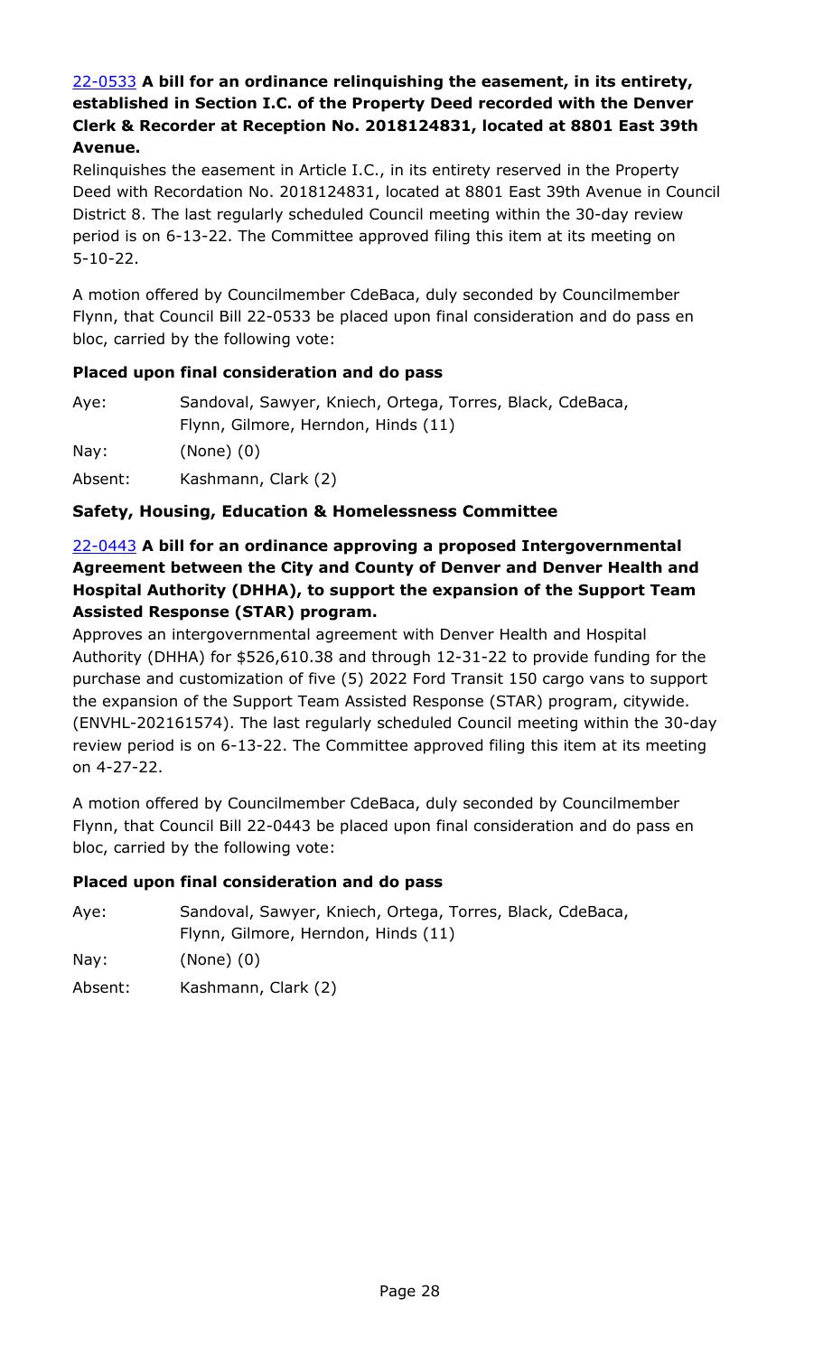**22-0533 A bill for an ordinance relinquishing the easement, in its entirety, established in Section I.C. of the Property Deed recorded with the Denver Clerk & Recorder at Reception No. 2018124831, located at 8801 East 39th Avenue.**

Relinquishes the easement in Article I.C., in its entirety reserved in the Property Deed with Recordation No. 2018124831, located at 8801 East 39th Avenue in Council District 8. The last regularly scheduled Council meeting within the 30-day review period is on 6-13-22. The Committee approved filing this item at its meeting on 5-10-22.

A motion offered by Councilmember CdeBaca, duly seconded by Councilmember Flynn, that Council Bill 22-0533 be placed upon final consideration and do pass en bloc, carried by the following vote:

**Placed upon final consideration and do pass**

| | |
|---|---|
| Aye: | Sandoval, Sawyer, Kniech, Ortega, Torres, Black, CdeBaca, Flynn, Gilmore, Herndon, Hinds (11) |
| Nay: | (None) (0) |
| Absent: | Kashmann, Clark (2) |

### Safety, Housing, Education & Homelessness Committee

**22-0443 A bill for an ordinance approving a proposed Intergovernmental Agreement between the City and County of Denver and Denver Health and Hospital Authority (DHHA), to support the expansion of the Support Team Assisted Response (STAR) program.**

Approves an intergovernmental agreement with Denver Health and Hospital Authority (DHHA) for $526,610.38 and through 12-31-22 to provide funding for the purchase and customization of five (5) 2022 Ford Transit 150 cargo vans to support the expansion of the Support Team Assisted Response (STAR) program, citywide. (ENVHL-202161574). The last regularly scheduled Council meeting within the 30-day review period is on 6-13-22. The Committee approved filing this item at its meeting on 4-27-22.

A motion offered by Councilmember CdeBaca, duly seconded by Councilmember Flynn, that Council Bill 22-0443 be placed upon final consideration and do pass en bloc, carried by the following vote:

**Placed upon final consideration and do pass**

| | |
|---|---|
| Aye: | Sandoval, Sawyer, Kniech, Ortega, Torres, Black, CdeBaca, Flynn, Gilmore, Herndon, Hinds (11) |
| Nay: | (None) (0) |
| Absent: | Kashmann, Clark (2) |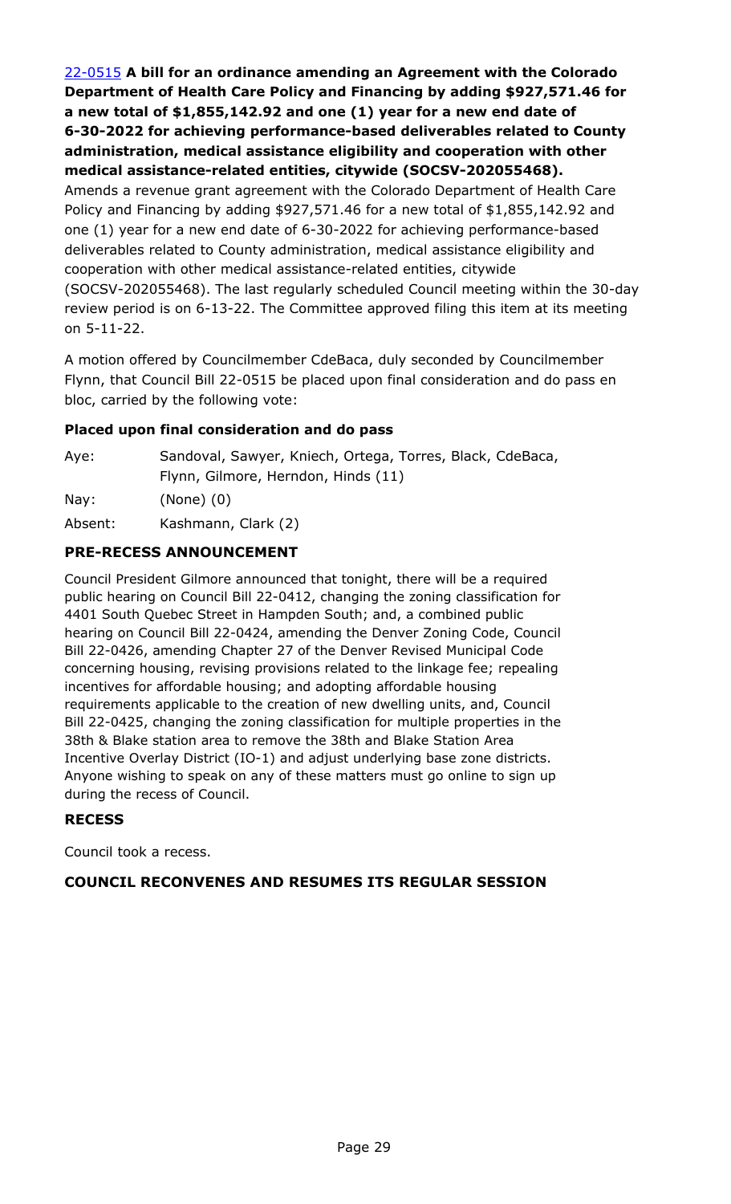[22-0515](22-0515) **A bill for an ordinance amending an Agreement with the Colorado Department of Health Care Policy and Financing by adding $927,571.46 for a new total of $1,855,142.92 and one (1) year for a new end date of 6-30-2022 for achieving performance-based deliverables related to County administration, medical assistance eligibility and cooperation with other medical assistance-related entities, citywide (SOCSV-202055468).**

Amends a revenue grant agreement with the Colorado Department of Health Care Policy and Financing by adding $927,571.46 for a new total of $1,855,142.92 and one (1) year for a new end date of 6-30-2022 for achieving performance-based deliverables related to County administration, medical assistance eligibility and cooperation with other medical assistance-related entities, citywide (SOCSV-202055468). The last regularly scheduled Council meeting within the 30-day review period is on 6-13-22. The Committee approved filing this item at its meeting on 5-11-22.

A motion offered by Councilmember CdeBaca, duly seconded by Councilmember Flynn, that Council Bill 22-0515 be placed upon final consideration and do pass en bloc, carried by the following vote:

**Placed upon final consideration and do pass**

| | |
|---|---|
| Aye: | Sandoval, Sawyer, Kniech, Ortega, Torres, Black, CdeBaca, Flynn, Gilmore, Herndon, Hinds (11) |
| Nay: | (None) (0) |
| Absent: | Kashmann, Clark (2) |

### PRE-RECESS ANNOUNCEMENT

Council President Gilmore announced that tonight, there will be a required public hearing on Council Bill 22-0412, changing the zoning classification for 4401 South Quebec Street in Hampden South; and, a combined public hearing on Council Bill 22-0424, amending the Denver Zoning Code, Council Bill 22-0426, amending Chapter 27 of the Denver Revised Municipal Code concerning housing, revising provisions related to the linkage fee; repealing incentives for affordable housing; and adopting affordable housing requirements applicable to the creation of new dwelling units, and, Council Bill 22-0425, changing the zoning classification for multiple properties in the 38th & Blake station area to remove the 38th and Blake Station Area Incentive Overlay District (IO-1) and adjust underlying base zone districts. Anyone wishing to speak on any of these matters must go online to sign up during the recess of Council.

### RECESS

Council took a recess.

### COUNCIL RECONVENES AND RESUMES ITS REGULAR SESSION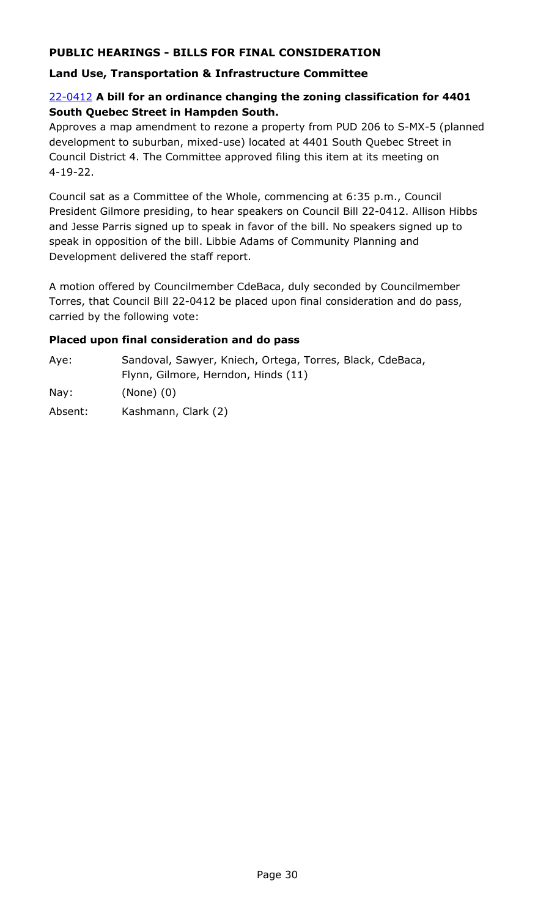## PUBLIC HEARINGS - BILLS FOR FINAL CONSIDERATION

### Land Use, Transportation & Infrastructure Committee

22-0412 **A bill for an ordinance changing the zoning classification for 4401 South Quebec Street in Hampden South.**

Approves a map amendment to rezone a property from PUD 206 to S-MX-5 (planned development to suburban, mixed-use) located at 4401 South Quebec Street in Council District 4. The Committee approved filing this item at its meeting on 4-19-22.

Council sat as a Committee of the Whole, commencing at 6:35 p.m., Council President Gilmore presiding, to hear speakers on Council Bill 22-0412. Allison Hibbs and Jesse Parris signed up to speak in favor of the bill. No speakers signed up to speak in opposition of the bill. Libbie Adams of Community Planning and Development delivered the staff report.

A motion offered by Councilmember CdeBaca, duly seconded by Councilmember Torres, that Council Bill 22-0412 be placed upon final consideration and do pass, carried by the following vote:

**Placed upon final consideration and do pass**

| | |
|---|---|
| Aye: | Sandoval, Sawyer, Kniech, Ortega, Torres, Black, CdeBaca, Flynn, Gilmore, Herndon, Hinds (11) |
| Nay: | (None) (0) |
| Absent: | Kashmann, Clark (2) |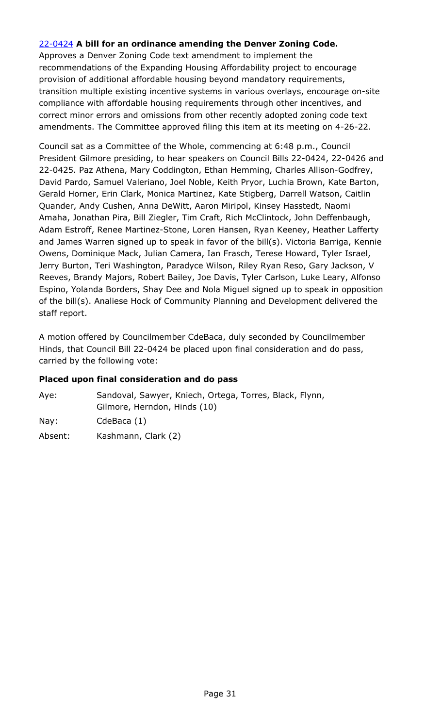[22-0424](22-0424) **A bill for an ordinance amending the Denver Zoning Code.**
Approves a Denver Zoning Code text amendment to implement the recommendations of the Expanding Housing Affordability project to encourage provision of additional affordable housing beyond mandatory requirements, transition multiple existing incentive systems in various overlays, encourage on-site compliance with affordable housing requirements through other incentives, and correct minor errors and omissions from other recently adopted zoning code text amendments. The Committee approved filing this item at its meeting on 4-26-22.

Council sat as a Committee of the Whole, commencing at 6:48 p.m., Council President Gilmore presiding, to hear speakers on Council Bills 22-0424, 22-0426 and 22-0425. Paz Athena, Mary Coddington, Ethan Hemming, Charles Allison-Godfrey, David Pardo, Samuel Valeriano, Joel Noble, Keith Pryor, Luchia Brown, Kate Barton, Gerald Horner, Erin Clark, Monica Martinez, Kate Stigberg, Darrell Watson, Caitlin Quander, Andy Cushen, Anna DeWitt, Aaron Miripol, Kinsey Hasstedt, Naomi Amaha, Jonathan Pira, Bill Ziegler, Tim Craft, Rich McClintock, John Deffenbaugh, Adam Estroff, Renee Martinez-Stone, Loren Hansen, Ryan Keeney, Heather Lafferty and James Warren signed up to speak in favor of the bill(s). Victoria Barriga, Kennie Owens, Dominique Mack, Julian Camera, Ian Frasch, Terese Howard, Tyler Israel, Jerry Burton, Teri Washington, Paradyce Wilson, Riley Ryan Reso, Gary Jackson, V Reeves, Brandy Majors, Robert Bailey, Joe Davis, Tyler Carlson, Luke Leary, Alfonso Espino, Yolanda Borders, Shay Dee and Nola Miguel signed up to speak in opposition of the bill(s). Analiese Hock of Community Planning and Development delivered the staff report.

A motion offered by Councilmember CdeBaca, duly seconded by Councilmember Hinds, that Council Bill 22-0424 be placed upon final consideration and do pass, carried by the following vote:

**Placed upon final consideration and do pass**

| | |
|---|---|
| Aye: | Sandoval, Sawyer, Kniech, Ortega, Torres, Black, Flynn, Gilmore, Herndon, Hinds (10) |
| Nay: | CdeBaca (1) |
| Absent: | Kashmann, Clark (2) |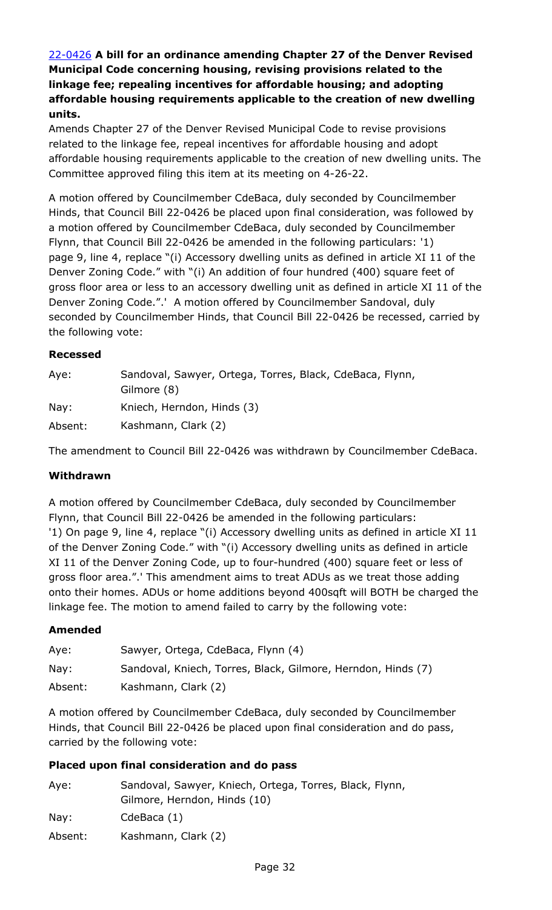[22-0426](22-0426) **A bill for an ordinance amending Chapter 27 of the Denver Revised Municipal Code concerning housing, revising provisions related to the linkage fee; repealing incentives for affordable housing; and adopting affordable housing requirements applicable to the creation of new dwelling units.**

Amends Chapter 27 of the Denver Revised Municipal Code to revise provisions related to the linkage fee, repeal incentives for affordable housing and adopt affordable housing requirements applicable to the creation of new dwelling units. The Committee approved filing this item at its meeting on 4-26-22.

A motion offered by Councilmember CdeBaca, duly seconded by Councilmember Hinds, that Council Bill 22-0426 be placed upon final consideration, was followed by a motion offered by Councilmember CdeBaca, duly seconded by Councilmember Flynn, that Council Bill 22-0426 be amended in the following particulars: '1) page 9, line 4, replace "(i) Accessory dwelling units as defined in article XI 11 of the Denver Zoning Code." with "(i) An addition of four hundred (400) square feet of gross floor area or less to an accessory dwelling unit as defined in article XI 11 of the Denver Zoning Code.".' A motion offered by Councilmember Sandoval, duly seconded by Councilmember Hinds, that Council Bill 22-0426 be recessed, carried by the following vote:

**Recessed**

| | |
|---|---|
| Aye: | Sandoval, Sawyer, Ortega, Torres, Black, CdeBaca, Flynn, Gilmore (8) |
| Nay: | Kniech, Herndon, Hinds (3) |
| Absent: | Kashmann, Clark (2) |

The amendment to Council Bill 22-0426 was withdrawn by Councilmember CdeBaca.

**Withdrawn**

A motion offered by Councilmember CdeBaca, duly seconded by Councilmember Flynn, that Council Bill 22-0426 be amended in the following particulars: '1) On page 9, line 4, replace "(i) Accessory dwelling units as defined in article XI 11 of the Denver Zoning Code." with "(i) Accessory dwelling units as defined in article XI 11 of the Denver Zoning Code, up to four-hundred (400) square feet or less of gross floor area.".' This amendment aims to treat ADUs as we treat those adding onto their homes. ADUs or home additions beyond 400sqft will BOTH be charged the linkage fee. The motion to amend failed to carry by the following vote:

**Amended**

| | |
|---|---|
| Aye: | Sawyer, Ortega, CdeBaca, Flynn (4) |
| Nay: | Sandoval, Kniech, Torres, Black, Gilmore, Herndon, Hinds (7) |
| Absent: | Kashmann, Clark (2) |

A motion offered by Councilmember CdeBaca, duly seconded by Councilmember Hinds, that Council Bill 22-0426 be placed upon final consideration and do pass, carried by the following vote:

**Placed upon final consideration and do pass**

| | |
|---|---|
| Aye: | Sandoval, Sawyer, Kniech, Ortega, Torres, Black, Flynn, Gilmore, Herndon, Hinds (10) |
| Nay: | CdeBaca (1) |
| Absent: | Kashmann, Clark (2) |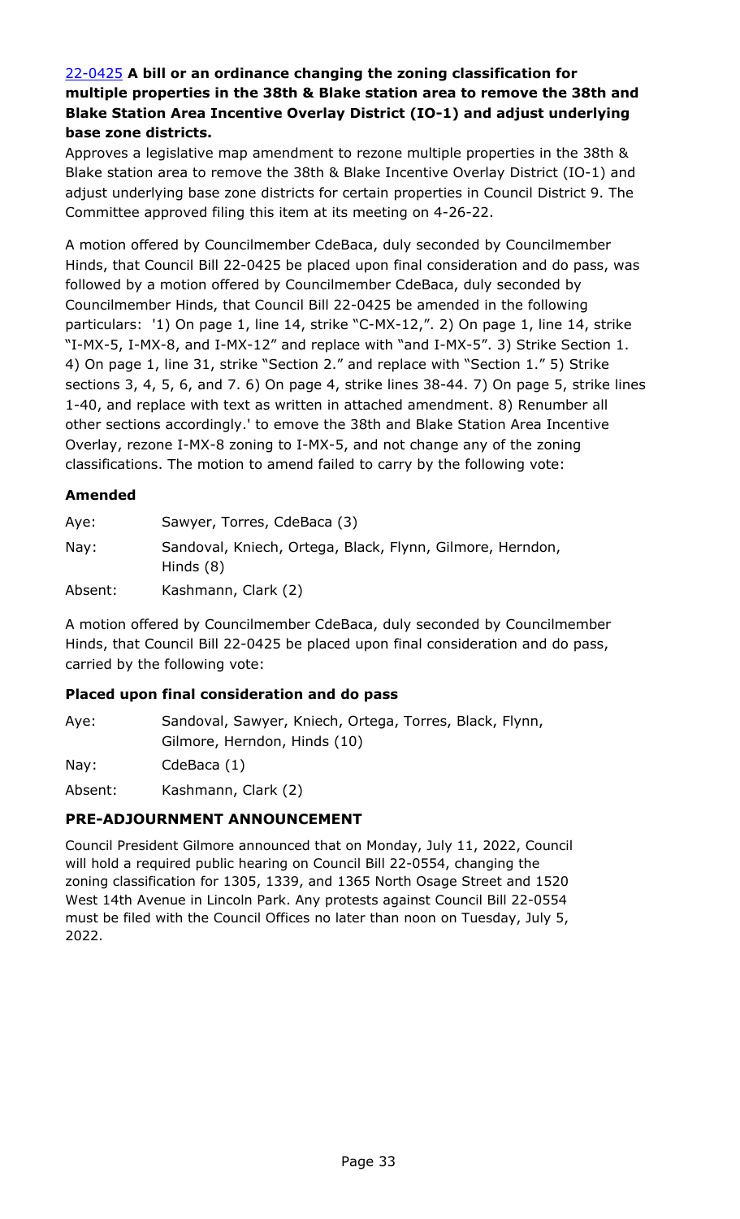[22-0425](#) **A bill or an ordinance changing the zoning classification for multiple properties in the 38th & Blake station area to remove the 38th and Blake Station Area Incentive Overlay District (IO-1) and adjust underlying base zone districts.**

Approves a legislative map amendment to rezone multiple properties in the 38th & Blake station area to remove the 38th & Blake Incentive Overlay District (IO-1) and adjust underlying base zone districts for certain properties in Council District 9. The Committee approved filing this item at its meeting on 4-26-22.

A motion offered by Councilmember CdeBaca, duly seconded by Councilmember Hinds, that Council Bill 22-0425 be placed upon final consideration and do pass, was followed by a motion offered by Councilmember CdeBaca, duly seconded by Councilmember Hinds, that Council Bill 22-0425 be amended in the following particulars: '1) On page 1, line 14, strike "C-MX-12,". 2) On page 1, line 14, strike "I-MX-5, I-MX-8, and I-MX-12" and replace with "and I-MX-5". 3) Strike Section 1. 4) On page 1, line 31, strike "Section 2." and replace with "Section 1." 5) Strike sections 3, 4, 5, 6, and 7. 6) On page 4, strike lines 38-44. 7) On page 5, strike lines 1-40, and replace with text as written in attached amendment. 8) Renumber all other sections accordingly.' to emove the 38th and Blake Station Area Incentive Overlay, rezone I-MX-8 zoning to I-MX-5, and not change any of the zoning classifications. The motion to amend failed to carry by the following vote:

**Amended**

| | |
|---|---|
| Aye: | Sawyer, Torres, CdeBaca (3) |
| Nay: | Sandoval, Kniech, Ortega, Black, Flynn, Gilmore, Herndon, Hinds (8) |
| Absent: | Kashmann, Clark (2) |

A motion offered by Councilmember CdeBaca, duly seconded by Councilmember Hinds, that Council Bill 22-0425 be placed upon final consideration and do pass, carried by the following vote:

**Placed upon final consideration and do pass**

| | |
|---|---|
| Aye: | Sandoval, Sawyer, Kniech, Ortega, Torres, Black, Flynn, Gilmore, Herndon, Hinds (10) |
| Nay: | CdeBaca (1) |
| Absent: | Kashmann, Clark (2) |

## PRE-ADJOURNMENT ANNOUNCEMENT

Council President Gilmore announced that on Monday, July 11, 2022, Council will hold a required public hearing on Council Bill 22-0554, changing the zoning classification for 1305, 1339, and 1365 North Osage Street and 1520 West 14th Avenue in Lincoln Park. Any protests against Council Bill 22-0554 must be filed with the Council Offices no later than noon on Tuesday, July 5, 2022.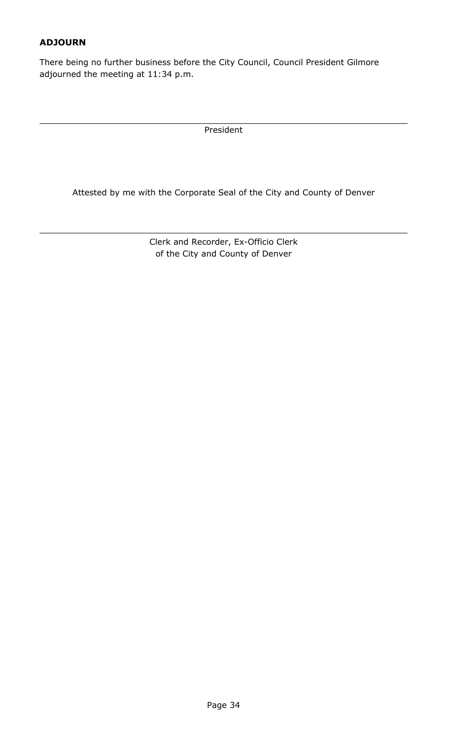**ADJOURN**

There being no further business before the City Council, Council President Gilmore adjourned the meeting at 11:34 p.m.

\_\_\_\_\_\_\_\_\_\_\_\_\_\_\_\_\_\_\_\_\_\_\_\_\_\_\_\_\_\_\_\_\_\_\_\_\_\_\_\_

President

Attested by me with the Corporate Seal of the City and County of Denver

\_\_\_\_\_\_\_\_\_\_\_\_\_\_\_\_\_\_\_\_\_\_\_\_\_\_\_\_\_\_\_\_\_\_\_\_\_\_\_\_

Clerk and Recorder, Ex-Officio Clerk
of the City and County of Denver